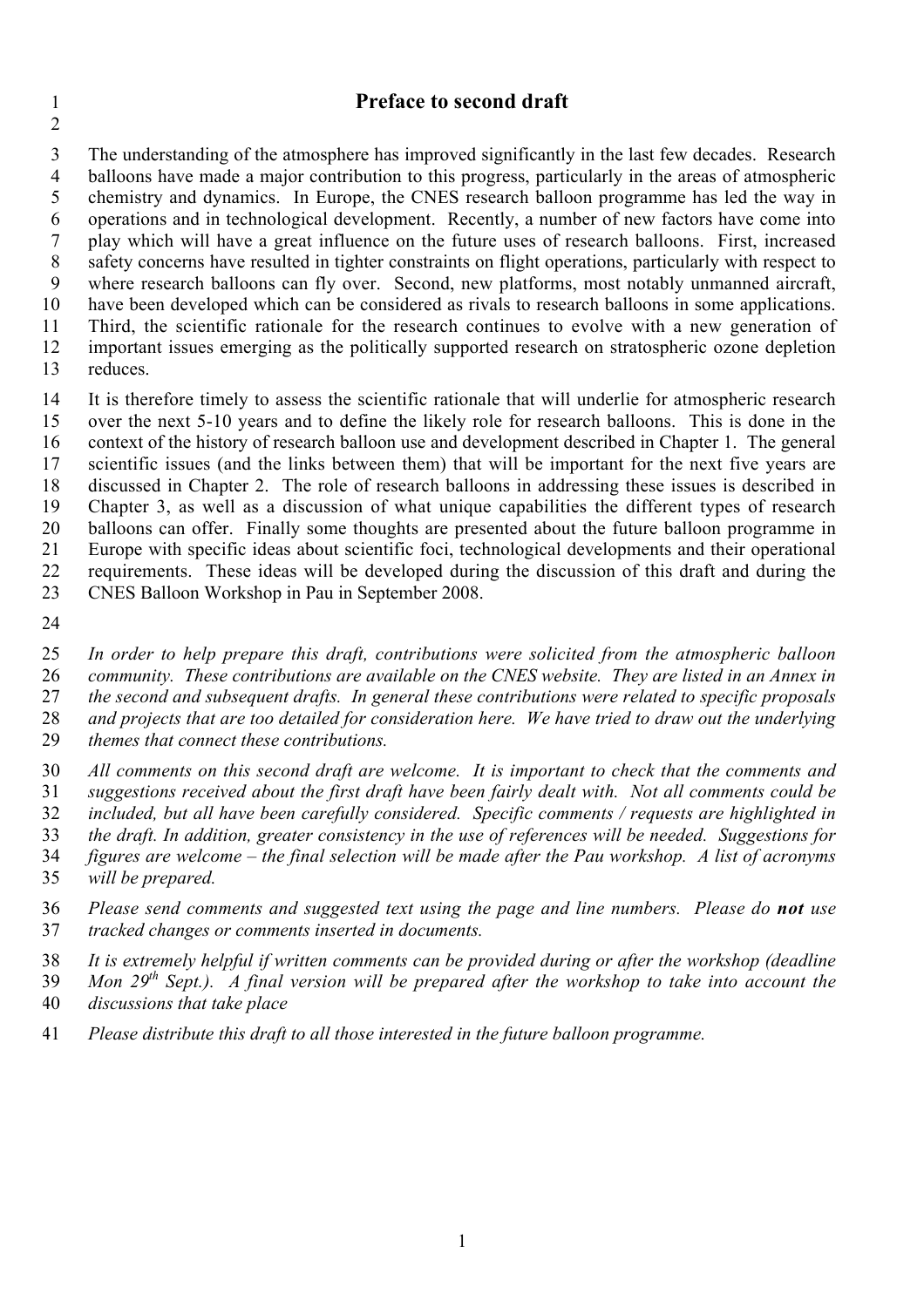# Preface to second draft

The understanding of the atmosphere has improved significantly in the last few decades. Research balloons have made a major contribution to this progress, particularly in the areas of atmospheric chemistry and dynamics. In Europe, the CNES research balloon programme has led the way in operations and in technological development. Recently, a number of new factors have come into play which will have a great influence on the future uses of research balloons. First, increased safety concerns have resulted in tighter constraints on flight operations, particularly with respect to where research balloons can fly over. Second, new platforms, most notably unmanned aircraft, have been developed which can be considered as rivals to research balloons in some applications. Third, the scientific rationale for the research continues to evolve with a new generation of important issues emerging as the politically supported research on stratospheric ozone depletion reduces.

It is therefore timely to assess the scientific rationale that will underlie for atmospheric research over the next 5-10 years and to define the likely role for research balloons. This is done in the context of the history of research balloon use and development described in Chapter 1. The general scientific issues (and the links between them) that will be important for the next five years are discussed in Chapter 2. The role of research balloons in addressing these issues is described in Chapter 3, as well as a discussion of what unique capabilities the different types of research balloons can offer. Finally some thoughts are presented about the future balloon programme in Europe with specific ideas about scientific foci, technological developments and their operational requirements. These ideas will be developed during the discussion of this draft and during the CNES Balloon Workshop in Pau in September 2008.

*In order to help prepare this draft, contributions were solicited from the atmospheric balloon community. These contributions are available on the CNES website. They are listed in an Annex in the second and subsequent drafts. In general these contributions were related to specific proposals and projects that are too detailed for consideration here. We have tried to draw out the underlying themes that connect these contributions.*

*All comments on this second draft are welcome. It is important to check that the comments and suggestions received about the first draft have been fairly dealt with. Not all comments could be included, but all have been carefully considered. Specific comments / requests are highlighted in the draft. In addition, greater consistency in the use of references will be needed. Suggestions for figures are welcome – the final selection will be made after the Pau workshop. A list of acronyms will be prepared.*

*Please send comments and suggested text using the page and line numbers. Please do* ***not*** *use tracked changes or comments inserted in documents.*

*It is extremely helpful if written comments can be provided during or after the workshop (deadline Mon 29th Sept.). A final version will be prepared after the workshop to take into account the discussions that take place*

*Please distribute this draft to all those interested in the future balloon programme.*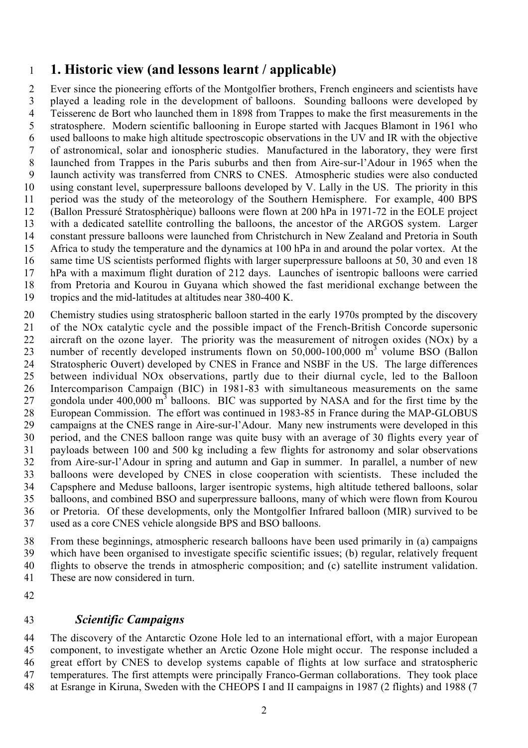# 1. Historic view (and lessons learnt / applicable)

Ever since the pioneering efforts of the Montgolfier brothers, French engineers and scientists have played a leading role in the development of balloons. Sounding balloons were developed by Teisserenc de Bort who launched them in 1898 from Trappes to make the first measurements in the stratosphere. Modern scientific ballooning in Europe started with Jacques Blamont in 1961 who used balloons to make high altitude spectroscopic observations in the UV and IR with the objective of astronomical, solar and ionospheric studies. Manufactured in the laboratory, they were first launched from Trappes in the Paris suburbs and then from Aire-sur-l'Adour in 1965 when the launch activity was transferred from CNRS to CNES. Atmospheric studies were also conducted using constant level, superpressure balloons developed by V. Lally in the US. The priority in this period was the study of the meteorology of the Southern Hemisphere. For example, 400 BPS (Ballon Pressuré Stratosphèrique) balloons were flown at 200 hPa in 1971-72 in the EOLE project with a dedicated satellite controlling the balloons, the ancestor of the ARGOS system. Larger constant pressure balloons were launched from Christchurch in New Zealand and Pretoria in South Africa to study the temperature and the dynamics at 100 hPa in and around the polar vortex. At the same time US scientists performed flights with larger superpressure balloons at 50, 30 and even 18 hPa with a maximum flight duration of 212 days. Launches of isentropic balloons were carried from Pretoria and Kourou in Guyana which showed the fast meridional exchange between the tropics and the mid-latitudes at altitudes near 380-400 K.

Chemistry studies using stratospheric balloon started in the early 1970s prompted by the discovery of the NOx catalytic cycle and the possible impact of the French-British Concorde supersonic aircraft on the ozone layer. The priority was the measurement of nitrogen oxides (NOx) by a number of recently developed instruments flown on 50,000-100,000 $m^3$ volume BSO (Ballon Stratospheric Ouvert) developed by CNES in France and NSBF in the US. The large differences between individual NOx observations, partly due to their diurnal cycle, led to the Balloon Intercomparison Campaign (BIC) in 1981-83 with simultaneous measurements on the same gondola under 400,000 $m^3$ balloons. BIC was supported by NASA and for the first time by the European Commission. The effort was continued in 1983-85 in France during the MAP-GLOBUS campaigns at the CNES range in Aire-sur-l'Adour. Many new instruments were developed in this period, and the CNES balloon range was quite busy with an average of 30 flights every year of payloads between 100 and 500 kg including a few flights for astronomy and solar observations from Aire-sur-l'Adour in spring and autumn and Gap in summer. In parallel, a number of new balloons were developed by CNES in close cooperation with scientists. These included the Capsphere and Meduse balloons, larger isentropic systems, high altitude tethered balloons, solar balloons, and combined BSO and superpressure balloons, many of which were flown from Kourou or Pretoria. Of these developments, only the Montgolfier Infrared balloon (MIR) survived to be used as a core CNES vehicle alongside BPS and BSO balloons.

From these beginnings, atmospheric research balloons have been used primarily in (a) campaigns which have been organised to investigate specific scientific issues; (b) regular, relatively frequent flights to observe the trends in atmospheric composition; and (c) satellite instrument validation. These are now considered in turn.

### *Scientific Campaigns*

The discovery of the Antarctic Ozone Hole led to an international effort, with a major European component, to investigate whether an Arctic Ozone Hole might occur. The response included a great effort by CNES to develop systems capable of flights at low surface and stratospheric temperatures. The first attempts were principally Franco-German collaborations. They took place at Esrange in Kiruna, Sweden with the CHEOPS I and II campaigns in 1987 (2 flights) and 1988 (7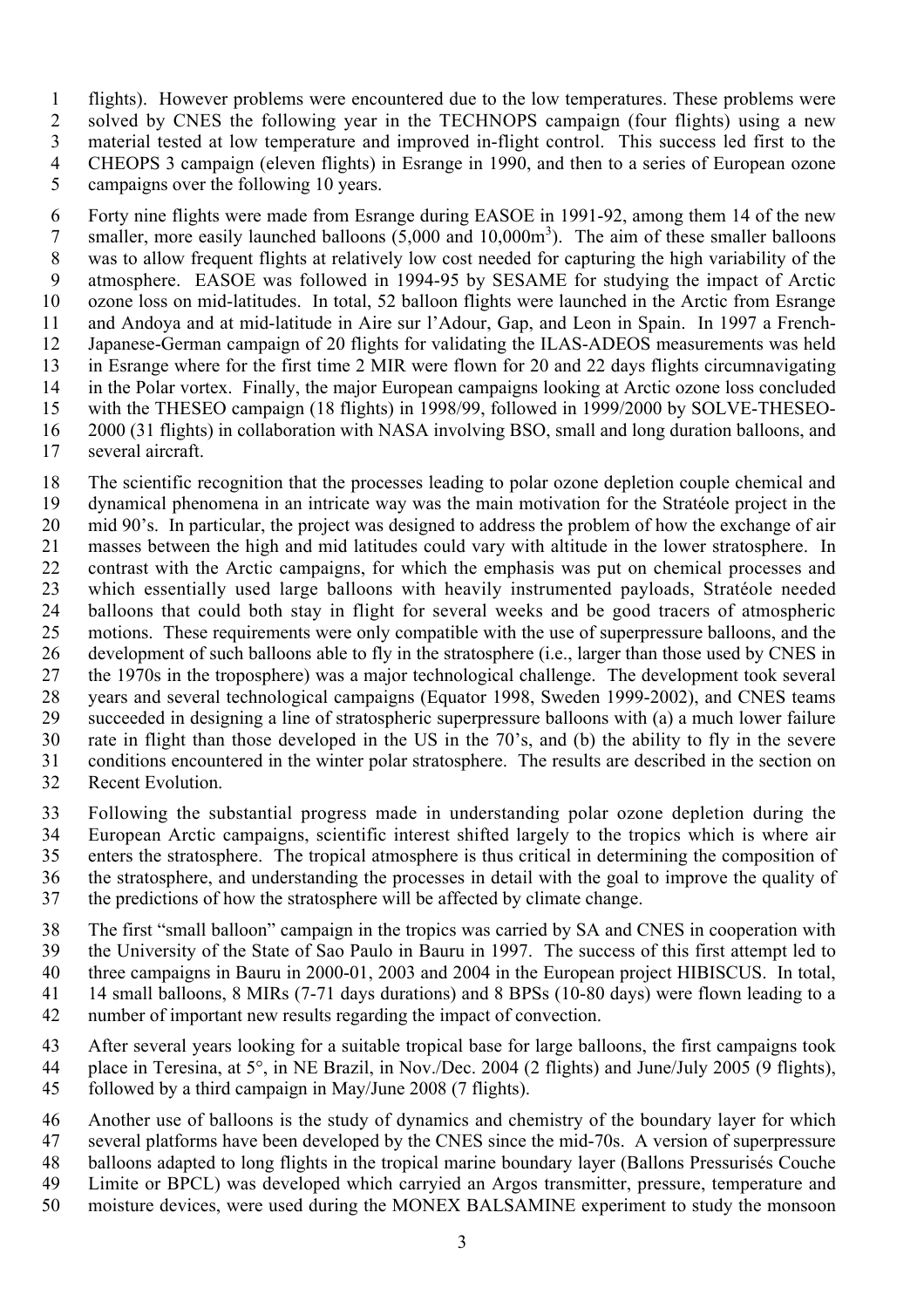flights). However problems were encountered due to the low temperatures. These problems were solved by CNES the following year in the TECHNOPS campaign (four flights) using a new material tested at low temperature and improved in-flight control. This success led first to the CHEOPS 3 campaign (eleven flights) in Esrange in 1990, and then to a series of European ozone campaigns over the following 10 years.

Forty nine flights were made from Esrange during EASOE in 1991-92, among them 14 of the new smaller, more easily launched balloons (5,000 and 10,000m$^3$). The aim of these smaller balloons was to allow frequent flights at relatively low cost needed for capturing the high variability of the atmosphere. EASOE was followed in 1994-95 by SESAME for studying the impact of Arctic ozone loss on mid-latitudes. In total, 52 balloon flights were launched in the Arctic from Esrange and Andoya and at mid-latitude in Aire sur l'Adour, Gap, and Leon in Spain. In 1997 a French-Japanese-German campaign of 20 flights for validating the ILAS-ADEOS measurements was held in Esrange where for the first time 2 MIR were flown for 20 and 22 days flights circumnavigating in the Polar vortex. Finally, the major European campaigns looking at Arctic ozone loss concluded with the THESEO campaign (18 flights) in 1998/99, followed in 1999/2000 by SOLVE-THESEO-2000 (31 flights) in collaboration with NASA involving BSO, small and long duration balloons, and several aircraft.

The scientific recognition that the processes leading to polar ozone depletion couple chemical and dynamical phenomena in an intricate way was the main motivation for the Stratéole project in the mid 90's. In particular, the project was designed to address the problem of how the exchange of air masses between the high and mid latitudes could vary with altitude in the lower stratosphere. In contrast with the Arctic campaigns, for which the emphasis was put on chemical processes and which essentially used large balloons with heavily instrumented payloads, Stratéole needed balloons that could both stay in flight for several weeks and be good tracers of atmospheric motions. These requirements were only compatible with the use of superpressure balloons, and the development of such balloons able to fly in the stratosphere (i.e., larger than those used by CNES in the 1970s in the troposphere) was a major technological challenge. The development took several years and several technological campaigns (Equator 1998, Sweden 1999-2002), and CNES teams succeeded in designing a line of stratospheric superpressure balloons with (a) a much lower failure rate in flight than those developed in the US in the 70's, and (b) the ability to fly in the severe conditions encountered in the winter polar stratosphere. The results are described in the section on Recent Evolution.

Following the substantial progress made in understanding polar ozone depletion during the European Arctic campaigns, scientific interest shifted largely to the tropics which is where air enters the stratosphere. The tropical atmosphere is thus critical in determining the composition of the stratosphere, and understanding the processes in detail with the goal to improve the quality of the predictions of how the stratosphere will be affected by climate change.

The first "small balloon" campaign in the tropics was carried by SA and CNES in cooperation with the University of the State of Sao Paulo in Bauru in 1997. The success of this first attempt led to three campaigns in Bauru in 2000-01, 2003 and 2004 in the European project HIBISCUS. In total, 14 small balloons, 8 MIRs (7-71 days durations) and 8 BPSs (10-80 days) were flown leading to a number of important new results regarding the impact of convection.

After several years looking for a suitable tropical base for large balloons, the first campaigns took place in Teresina, at 5°, in NE Brazil, in Nov./Dec. 2004 (2 flights) and June/July 2005 (9 flights), followed by a third campaign in May/June 2008 (7 flights).

Another use of balloons is the study of dynamics and chemistry of the boundary layer for which several platforms have been developed by the CNES since the mid-70s. A version of superpressure balloons adapted to long flights in the tropical marine boundary layer (Ballons Pressurisés Couche Limite or BPCL) was developed which carryied an Argos transmitter, pressure, temperature and moisture devices, were used during the MONEX BALSAMINE experiment to study the monsoon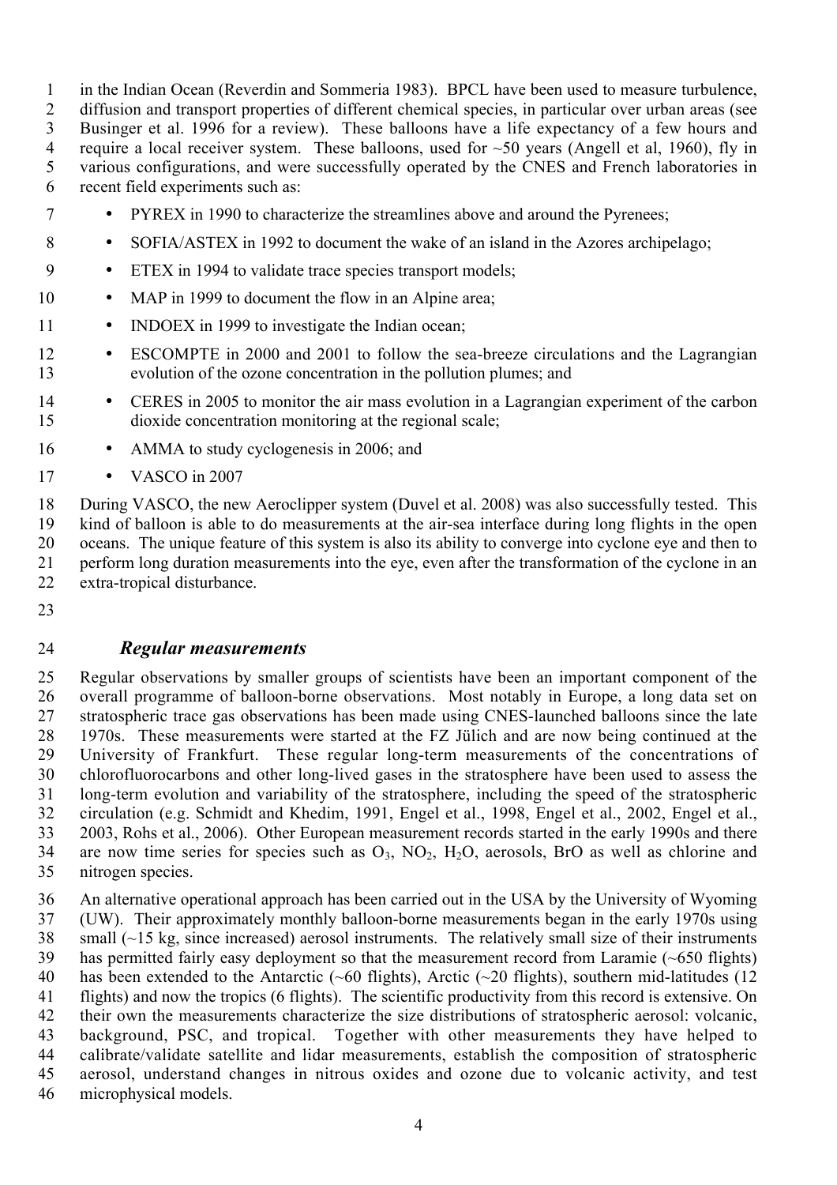in the Indian Ocean (Reverdin and Sommeria 1983). BPCL have been used to measure turbulence, diffusion and transport properties of different chemical species, in particular over urban areas (see Businger et al. 1996 for a review). These balloons have a life expectancy of a few hours and require a local receiver system. These balloons, used for ~50 years (Angell et al, 1960), fly in various configurations, and were successfully operated by the CNES and French laboratories in recent field experiments such as:

- PYREX in 1990 to characterize the streamlines above and around the Pyrenees;
- SOFIA/ASTEX in 1992 to document the wake of an island in the Azores archipelago;
- ETEX in 1994 to validate trace species transport models;
- MAP in 1999 to document the flow in an Alpine area;
- INDOEX in 1999 to investigate the Indian ocean;
- ESCOMPTE in 2000 and 2001 to follow the sea-breeze circulations and the Lagrangian evolution of the ozone concentration in the pollution plumes; and
- CERES in 2005 to monitor the air mass evolution in a Lagrangian experiment of the carbon dioxide concentration monitoring at the regional scale;
- AMMA to study cyclogenesis in 2006; and
- VASCO in 2007

During VASCO, the new Aeroclipper system (Duvel et al. 2008) was also successfully tested. This kind of balloon is able to do measurements at the air-sea interface during long flights in the open oceans. The unique feature of this system is also its ability to converge into cyclone eye and then to perform long duration measurements into the eye, even after the transformation of the cyclone in an extra-tropical disturbance.

### *Regular measurements*

Regular observations by smaller groups of scientists have been an important component of the overall programme of balloon-borne observations. Most notably in Europe, a long data set on stratospheric trace gas observations has been made using CNES-launched balloons since the late 1970s. These measurements were started at the FZ Jülich and are now being continued at the University of Frankfurt. These regular long-term measurements of the concentrations of chlorofluorocarbons and other long-lived gases in the stratosphere have been used to assess the long-term evolution and variability of the stratosphere, including the speed of the stratospheric circulation (e.g. Schmidt and Khedim, 1991, Engel et al., 1998, Engel et al., 2002, Engel et al., 2003, Rohs et al., 2006). Other European measurement records started in the early 1990s and there are now time series for species such as $O_3$, $NO_2$, $H_2O$, aerosols, BrO as well as chlorine and nitrogen species.

An alternative operational approach has been carried out in the USA by the University of Wyoming (UW). Their approximately monthly balloon-borne measurements began in the early 1970s using small (~15 kg, since increased) aerosol instruments. The relatively small size of their instruments has permitted fairly easy deployment so that the measurement record from Laramie (~650 flights) has been extended to the Antarctic (~60 flights), Arctic (~20 flights), southern mid-latitudes (12 flights) and now the tropics (6 flights). The scientific productivity from this record is extensive. On their own the measurements characterize the size distributions of stratospheric aerosol: volcanic, background, PSC, and tropical. Together with other measurements they have helped to calibrate/validate satellite and lidar measurements, establish the composition of stratospheric aerosol, understand changes in nitrous oxides and ozone due to volcanic activity, and test microphysical models.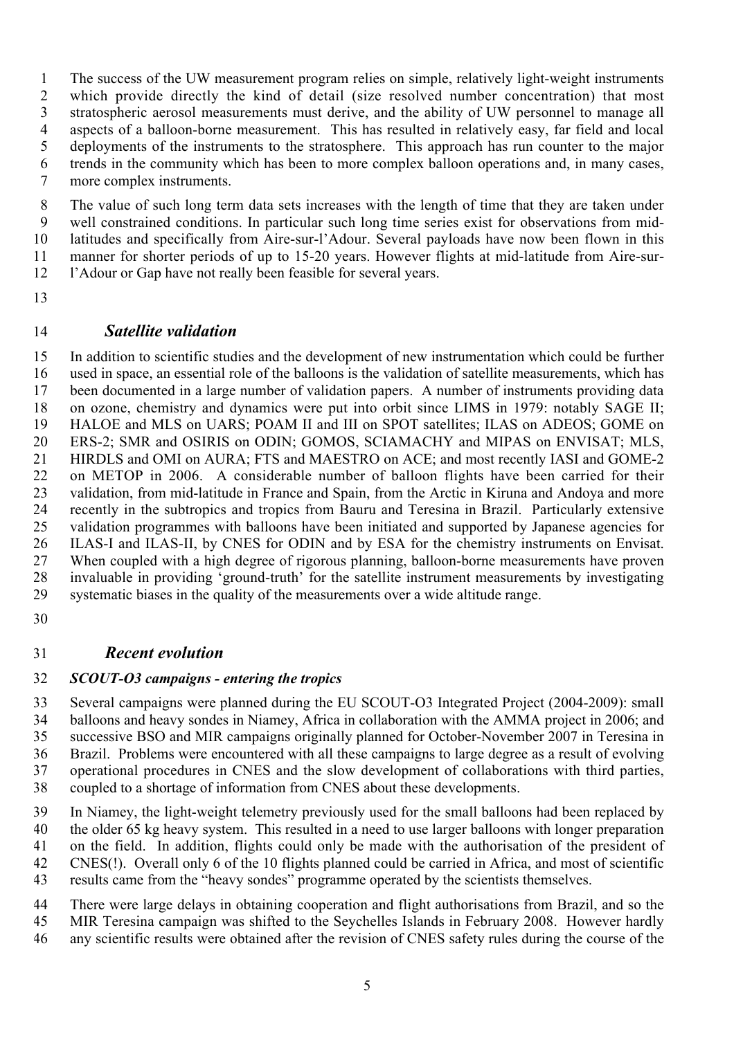The success of the UW measurement program relies on simple, relatively light-weight instruments which provide directly the kind of detail (size resolved number concentration) that most stratospheric aerosol measurements must derive, and the ability of UW personnel to manage all aspects of a balloon-borne measurement. This has resulted in relatively easy, far field and local deployments of the instruments to the stratosphere. This approach has run counter to the major trends in the community which has been to more complex balloon operations and, in many cases, more complex instruments.

The value of such long term data sets increases with the length of time that they are taken under well constrained conditions. In particular such long time series exist for observations from mid-latitudes and specifically from Aire-sur-l'Adour. Several payloads have now been flown in this manner for shorter periods of up to 15-20 years. However flights at mid-latitude from Aire-sur-l'Adour or Gap have not really been feasible for several years.

## *Satellite validation*

In addition to scientific studies and the development of new instrumentation which could be further used in space, an essential role of the balloons is the validation of satellite measurements, which has been documented in a large number of validation papers. A number of instruments providing data on ozone, chemistry and dynamics were put into orbit since LIMS in 1979: notably SAGE II; HALOE and MLS on UARS; POAM II and III on SPOT satellites; ILAS on ADEOS; GOME on ERS-2; SMR and OSIRIS on ODIN; GOMOS, SCIAMACHY and MIPAS on ENVISAT; MLS, HIRDLS and OMI on AURA; FTS and MAESTRO on ACE; and most recently IASI and GOME-2 on METOP in 2006. A considerable number of balloon flights have been carried for their validation, from mid-latitude in France and Spain, from the Arctic in Kiruna and Andoya and more recently in the subtropics and tropics from Bauru and Teresina in Brazil. Particularly extensive validation programmes with balloons have been initiated and supported by Japanese agencies for ILAS-I and ILAS-II, by CNES for ODIN and by ESA for the chemistry instruments on Envisat. When coupled with a high degree of rigorous planning, balloon-borne measurements have proven invaluable in providing 'ground-truth' for the satellite instrument measurements by investigating systematic biases in the quality of the measurements over a wide altitude range.

## *Recent evolution*

### *SCOUT-O3 campaigns - entering the tropics*

Several campaigns were planned during the EU SCOUT-O3 Integrated Project (2004-2009): small balloons and heavy sondes in Niamey, Africa in collaboration with the AMMA project in 2006; and successive BSO and MIR campaigns originally planned for October-November 2007 in Teresina in Brazil. Problems were encountered with all these campaigns to large degree as a result of evolving operational procedures in CNES and the slow development of collaborations with third parties, coupled to a shortage of information from CNES about these developments.

In Niamey, the light-weight telemetry previously used for the small balloons had been replaced by the older 65 kg heavy system. This resulted in a need to use larger balloons with longer preparation on the field. In addition, flights could only be made with the authorisation of the president of CNES(!). Overall only 6 of the 10 flights planned could be carried in Africa, and most of scientific results came from the "heavy sondes" programme operated by the scientists themselves.

There were large delays in obtaining cooperation and flight authorisations from Brazil, and so the MIR Teresina campaign was shifted to the Seychelles Islands in February 2008. However hardly any scientific results were obtained after the revision of CNES safety rules during the course of the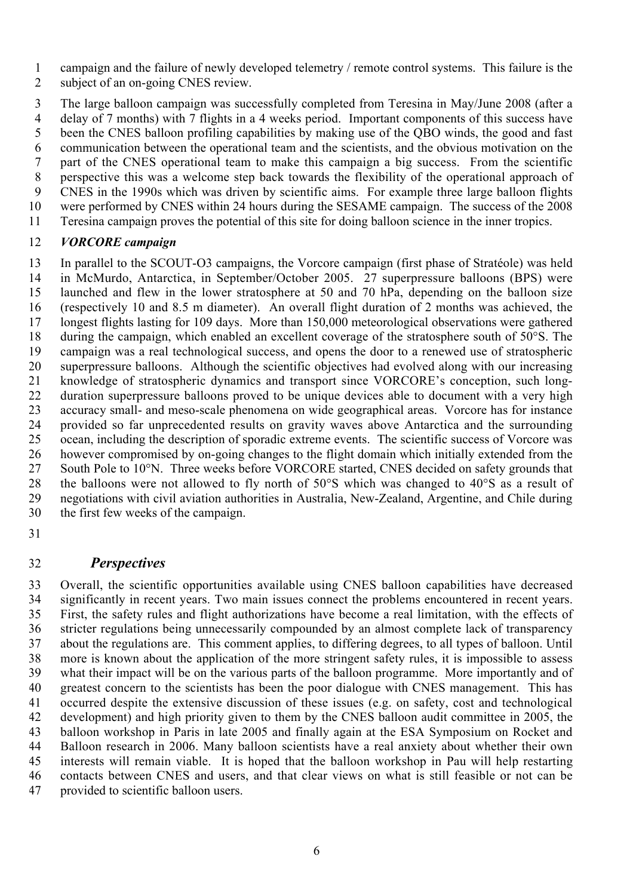campaign and the failure of newly developed telemetry / remote control systems. This failure is the subject of an on-going CNES review.

The large balloon campaign was successfully completed from Teresina in May/June 2008 (after a delay of 7 months) with 7 flights in a 4 weeks period. Important components of this success have been the CNES balloon profiling capabilities by making use of the QBO winds, the good and fast communication between the operational team and the scientists, and the obvious motivation on the part of the CNES operational team to make this campaign a big success. From the scientific perspective this was a welcome step back towards the flexibility of the operational approach of CNES in the 1990s which was driven by scientific aims. For example three large balloon flights were performed by CNES within 24 hours during the SESAME campaign. The success of the 2008 Teresina campaign proves the potential of this site for doing balloon science in the inner tropics.

***VORCORE campaign***

In parallel to the SCOUT-O3 campaigns, the Vorcore campaign (first phase of Stratéole) was held in McMurdo, Antarctica, in September/October 2005. 27 superpressure balloons (BPS) were launched and flew in the lower stratosphere at 50 and 70 hPa, depending on the balloon size (respectively 10 and 8.5 m diameter). An overall flight duration of 2 months was achieved, the longest flights lasting for 109 days. More than 150,000 meteorological observations were gathered during the campaign, which enabled an excellent coverage of the stratosphere south of 50°S. The campaign was a real technological success, and opens the door to a renewed use of stratospheric superpressure balloons. Although the scientific objectives had evolved along with our increasing knowledge of stratospheric dynamics and transport since VORCORE's conception, such long-duration superpressure balloons proved to be unique devices able to document with a very high accuracy small- and meso-scale phenomena on wide geographical areas. Vorcore has for instance provided so far unprecedented results on gravity waves above Antarctica and the surrounding ocean, including the description of sporadic extreme events. The scientific success of Vorcore was however compromised by on-going changes to the flight domain which initially extended from the South Pole to 10°N. Three weeks before VORCORE started, CNES decided on safety grounds that the balloons were not allowed to fly north of 50°S which was changed to 40°S as a result of negotiations with civil aviation authorities in Australia, New-Zealand, Argentine, and Chile during the first few weeks of the campaign.

## *Perspectives*

Overall, the scientific opportunities available using CNES balloon capabilities have decreased significantly in recent years. Two main issues connect the problems encountered in recent years. First, the safety rules and flight authorizations have become a real limitation, with the effects of stricter regulations being unnecessarily compounded by an almost complete lack of transparency about the regulations are. This comment applies, to differing degrees, to all types of balloon. Until more is known about the application of the more stringent safety rules, it is impossible to assess what their impact will be on the various parts of the balloon programme. More importantly and of greatest concern to the scientists has been the poor dialogue with CNES management. This has occurred despite the extensive discussion of these issues (e.g. on safety, cost and technological development) and high priority given to them by the CNES balloon audit committee in 2005, the balloon workshop in Paris in late 2005 and finally again at the ESA Symposium on Rocket and Balloon research in 2006. Many balloon scientists have a real anxiety about whether their own interests will remain viable. It is hoped that the balloon workshop in Pau will help restarting contacts between CNES and users, and that clear views on what is still feasible or not can be provided to scientific balloon users.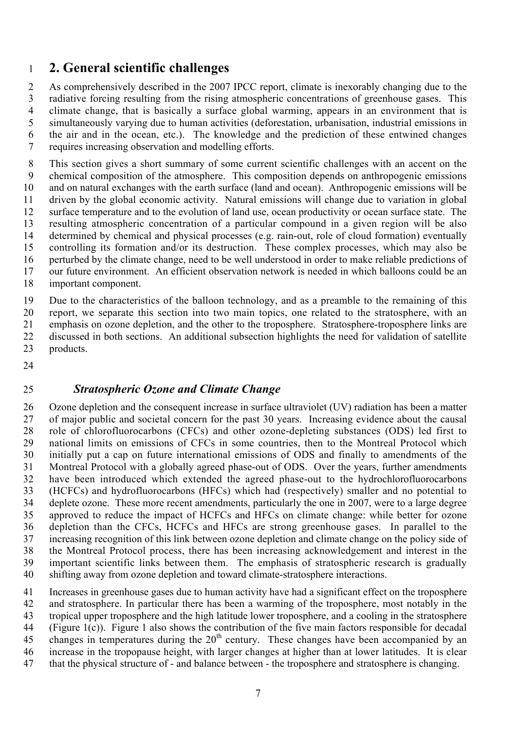## 2. General scientific challenges

As comprehensively described in the 2007 IPCC report, climate is inexorably changing due to the radiative forcing resulting from the rising atmospheric concentrations of greenhouse gases. This climate change, that is basically a surface global warming, appears in an environment that is simultaneously varying due to human activities (deforestation, urbanisation, industrial emissions in the air and in the ocean, etc.). The knowledge and the prediction of these entwined changes requires increasing observation and modelling efforts.

This section gives a short summary of some current scientific challenges with an accent on the chemical composition of the atmosphere. This composition depends on anthropogenic emissions and on natural exchanges with the earth surface (land and ocean). Anthropogenic emissions will be driven by the global economic activity. Natural emissions will change due to variation in global surface temperature and to the evolution of land use, ocean productivity or ocean surface state. The resulting atmospheric concentration of a particular compound in a given region will be also determined by chemical and physical processes (e.g. rain-out, role of cloud formation) eventually controlling its formation and/or its destruction. These complex processes, which may also be perturbed by the climate change, need to be well understood in order to make reliable predictions of our future environment. An efficient observation network is needed in which balloons could be an important component.

Due to the characteristics of the balloon technology, and as a preamble to the remaining of this report, we separate this section into two main topics, one related to the stratosphere, with an emphasis on ozone depletion, and the other to the troposphere. Stratosphere-troposphere links are discussed in both sections. An additional subsection highlights the need for validation of satellite products.

### *Stratospheric Ozone and Climate Change*

Ozone depletion and the consequent increase in surface ultraviolet (UV) radiation has been a matter of major public and societal concern for the past 30 years. Increasing evidence about the causal role of chlorofluorocarbons (CFCs) and other ozone-depleting substances (ODS) led first to national limits on emissions of CFCs in some countries, then to the Montreal Protocol which initially put a cap on future international emissions of ODS and finally to amendments of the Montreal Protocol with a globally agreed phase-out of ODS. Over the years, further amendments have been introduced which extended the agreed phase-out to the hydrochlorofluorocarbons (HCFCs) and hydrofluorocarbons (HFCs) which had (respectively) smaller and no potential to deplete ozone. These more recent amendments, particularly the one in 2007, were to a large degree approved to reduce the impact of HCFCs and HFCs on climate change: while better for ozone depletion than the CFCs, HCFCs and HFCs are strong greenhouse gases. In parallel to the increasing recognition of this link between ozone depletion and climate change on the policy side of the Montreal Protocol process, there has been increasing acknowledgement and interest in the important scientific links between them. The emphasis of stratospheric research is gradually shifting away from ozone depletion and toward climate-stratosphere interactions.

Increases in greenhouse gases due to human activity have had a significant effect on the troposphere and stratosphere. In particular there has been a warming of the troposphere, most notably in the tropical upper troposphere and the high latitude lower troposphere, and a cooling in the stratosphere (Figure 1(c)). Figure 1 also shows the contribution of the five main factors responsible for decadal changes in temperatures during the 20$^{th}$ century. These changes have been accompanied by an increase in the tropopause height, with larger changes at higher than at lower latitudes. It is clear that the physical structure of - and balance between - the troposphere and stratosphere is changing.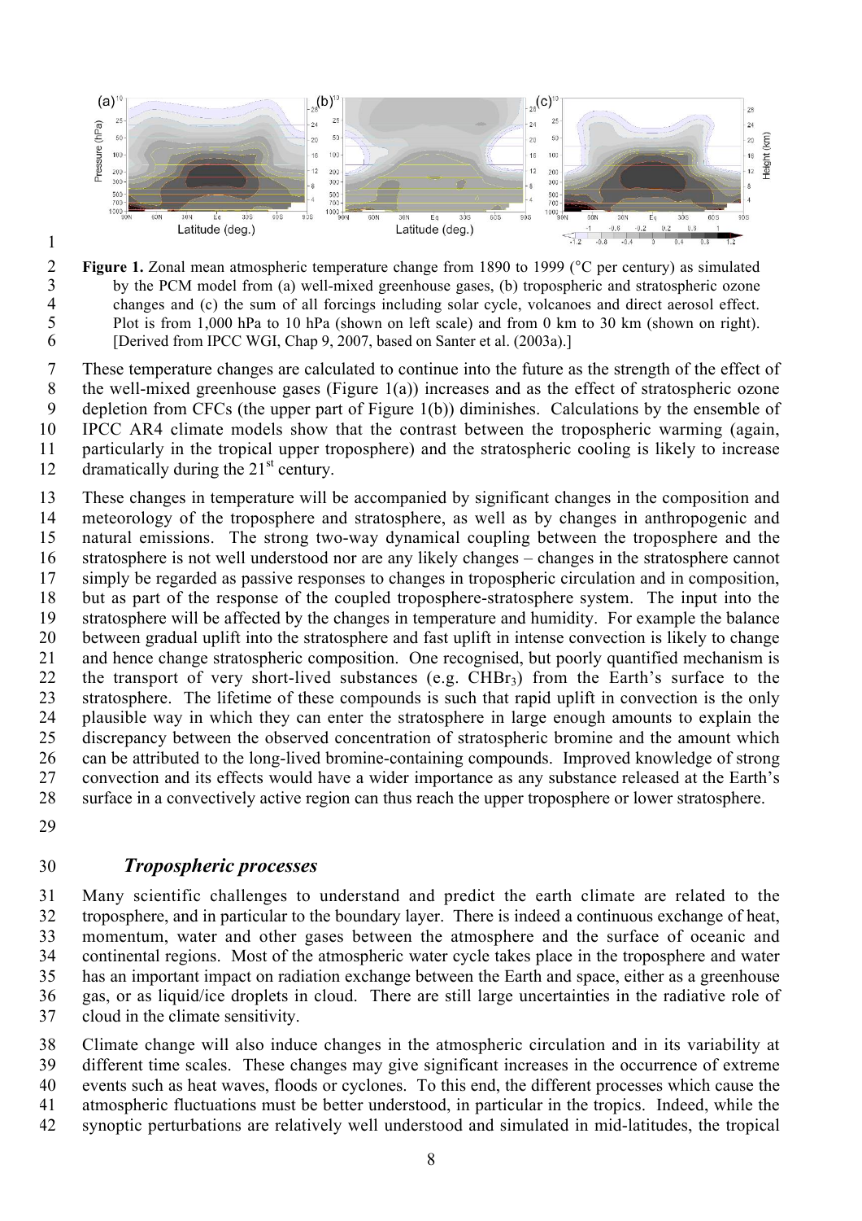**Figure 1.** Zonal mean atmospheric temperature change from 1890 to 1999 (°C per century) as simulated by the PCM model from (a) well-mixed greenhouse gases, (b) tropospheric and stratospheric ozone changes and (c) the sum of all forcings including solar cycle, volcanoes and direct aerosol effect. Plot is from 1,000 hPa to 10 hPa (shown on left scale) and from 0 km to 30 km (shown on right). [Derived from IPCC WGI, Chap 9, 2007, based on Santer et al. (2003a).]

These temperature changes are calculated to continue into the future as the strength of the effect of the well-mixed greenhouse gases (Figure 1(a)) increases and as the effect of stratospheric ozone depletion from CFCs (the upper part of Figure 1(b)) diminishes. Calculations by the ensemble of IPCC AR4 climate models show that the contrast between the tropospheric warming (again, particularly in the tropical upper troposphere) and the stratospheric cooling is likely to increase dramatically during the 21st century.

These changes in temperature will be accompanied by significant changes in the composition and meteorology of the troposphere and stratosphere, as well as by changes in anthropogenic and natural emissions. The strong two-way dynamical coupling between the troposphere and the stratosphere is not well understood nor are any likely changes – changes in the stratosphere cannot simply be regarded as passive responses to changes in tropospheric circulation and in composition, but as part of the response of the coupled troposphere-stratosphere system. The input into the stratosphere will be affected by the changes in temperature and humidity. For example the balance between gradual uplift into the stratosphere and fast uplift in intense convection is likely to change and hence change stratospheric composition. One recognised, but poorly quantified mechanism is the transport of very short-lived substances (e.g. $CHBr_3$) from the Earth's surface to the stratosphere. The lifetime of these compounds is such that rapid uplift in convection is the only plausible way in which they can enter the stratosphere in large enough amounts to explain the discrepancy between the observed concentration of stratospheric bromine and the amount which can be attributed to the long-lived bromine-containing compounds. Improved knowledge of strong convection and its effects would have a wider importance as any substance released at the Earth's surface in a convectively active region can thus reach the upper troposphere or lower stratosphere.

### *Tropospheric processes*

Many scientific challenges to understand and predict the earth climate are related to the troposphere, and in particular to the boundary layer. There is indeed a continuous exchange of heat, momentum, water and other gases between the atmosphere and the surface of oceanic and continental regions. Most of the atmospheric water cycle takes place in the troposphere and water has an important impact on radiation exchange between the Earth and space, either as a greenhouse gas, or as liquid/ice droplets in cloud. There are still large uncertainties in the radiative role of cloud in the climate sensitivity.

Climate change will also induce changes in the atmospheric circulation and in its variability at different time scales. These changes may give significant increases in the occurrence of extreme events such as heat waves, floods or cyclones. To this end, the different processes which cause the atmospheric fluctuations must be better understood, in particular in the tropics. Indeed, while the synoptic perturbations are relatively well understood and simulated in mid-latitudes, the tropical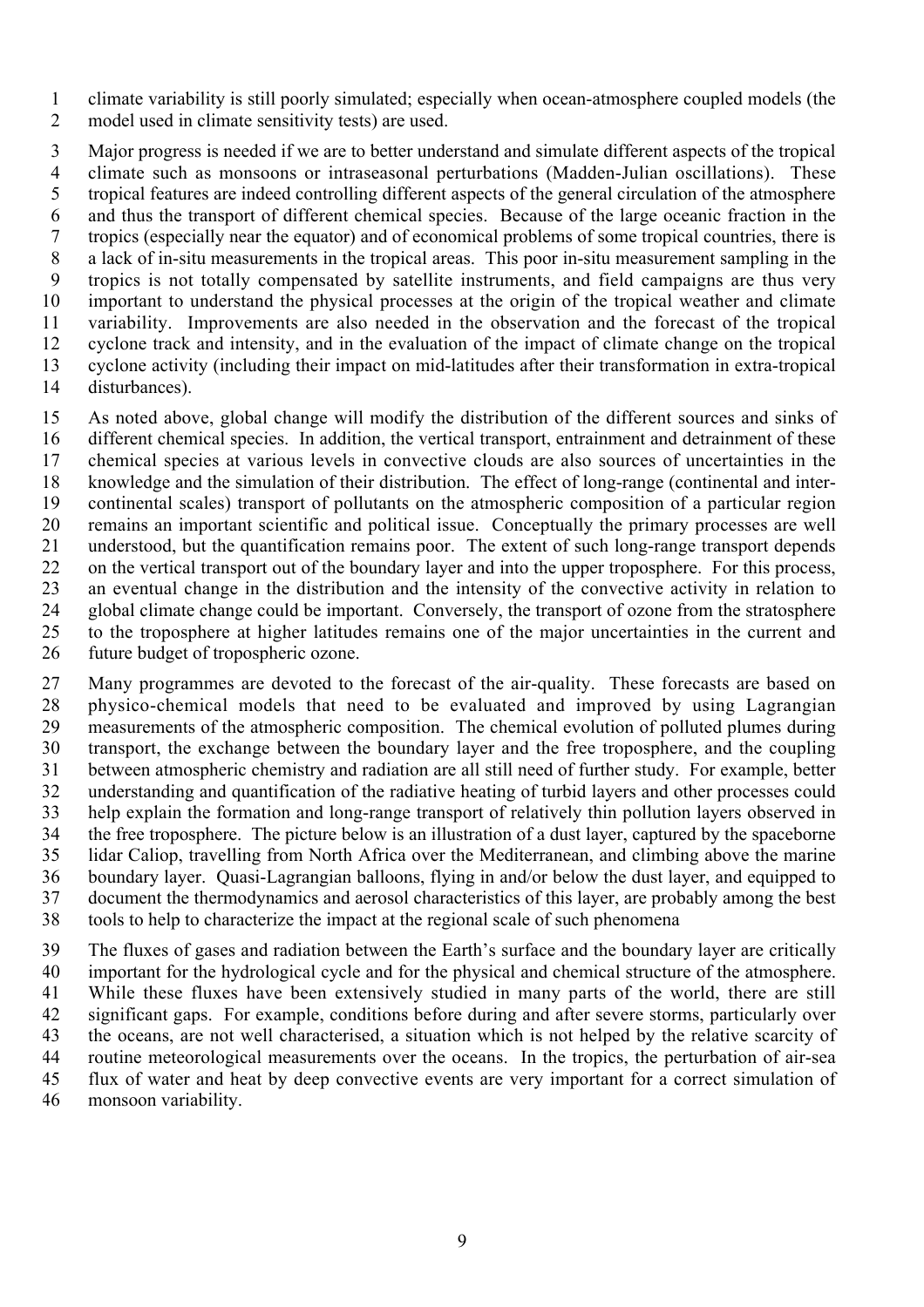climate variability is still poorly simulated; especially when ocean-atmosphere coupled models (the model used in climate sensitivity tests) are used.

Major progress is needed if we are to better understand and simulate different aspects of the tropical climate such as monsoons or intraseasonal perturbations (Madden-Julian oscillations). These tropical features are indeed controlling different aspects of the general circulation of the atmosphere and thus the transport of different chemical species. Because of the large oceanic fraction in the tropics (especially near the equator) and of economical problems of some tropical countries, there is a lack of in-situ measurements in the tropical areas. This poor in-situ measurement sampling in the tropics is not totally compensated by satellite instruments, and field campaigns are thus very important to understand the physical processes at the origin of the tropical weather and climate variability. Improvements are also needed in the observation and the forecast of the tropical cyclone track and intensity, and in the evaluation of the impact of climate change on the tropical cyclone activity (including their impact on mid-latitudes after their transformation in extra-tropical disturbances).

As noted above, global change will modify the distribution of the different sources and sinks of different chemical species. In addition, the vertical transport, entrainment and detrainment of these chemical species at various levels in convective clouds are also sources of uncertainties in the knowledge and the simulation of their distribution. The effect of long-range (continental and inter-continental scales) transport of pollutants on the atmospheric composition of a particular region remains an important scientific and political issue. Conceptually the primary processes are well understood, but the quantification remains poor. The extent of such long-range transport depends on the vertical transport out of the boundary layer and into the upper troposphere. For this process, an eventual change in the distribution and the intensity of the convective activity in relation to global climate change could be important. Conversely, the transport of ozone from the stratosphere to the troposphere at higher latitudes remains one of the major uncertainties in the current and future budget of tropospheric ozone.

Many programmes are devoted to the forecast of the air-quality. These forecasts are based on physico-chemical models that need to be evaluated and improved by using Lagrangian measurements of the atmospheric composition. The chemical evolution of polluted plumes during transport, the exchange between the boundary layer and the free troposphere, and the coupling between atmospheric chemistry and radiation are all still need of further study. For example, better understanding and quantification of the radiative heating of turbid layers and other processes could help explain the formation and long-range transport of relatively thin pollution layers observed in the free troposphere. The picture below is an illustration of a dust layer, captured by the spaceborne lidar Caliop, travelling from North Africa over the Mediterranean, and climbing above the marine boundary layer. Quasi-Lagrangian balloons, flying in and/or below the dust layer, and equipped to document the thermodynamics and aerosol characteristics of this layer, are probably among the best tools to help to characterize the impact at the regional scale of such phenomena

The fluxes of gases and radiation between the Earth's surface and the boundary layer are critically important for the hydrological cycle and for the physical and chemical structure of the atmosphere. While these fluxes have been extensively studied in many parts of the world, there are still significant gaps. For example, conditions before during and after severe storms, particularly over the oceans, are not well characterised, a situation which is not helped by the relative scarcity of routine meteorological measurements over the oceans. In the tropics, the perturbation of air-sea flux of water and heat by deep convective events are very important for a correct simulation of monsoon variability.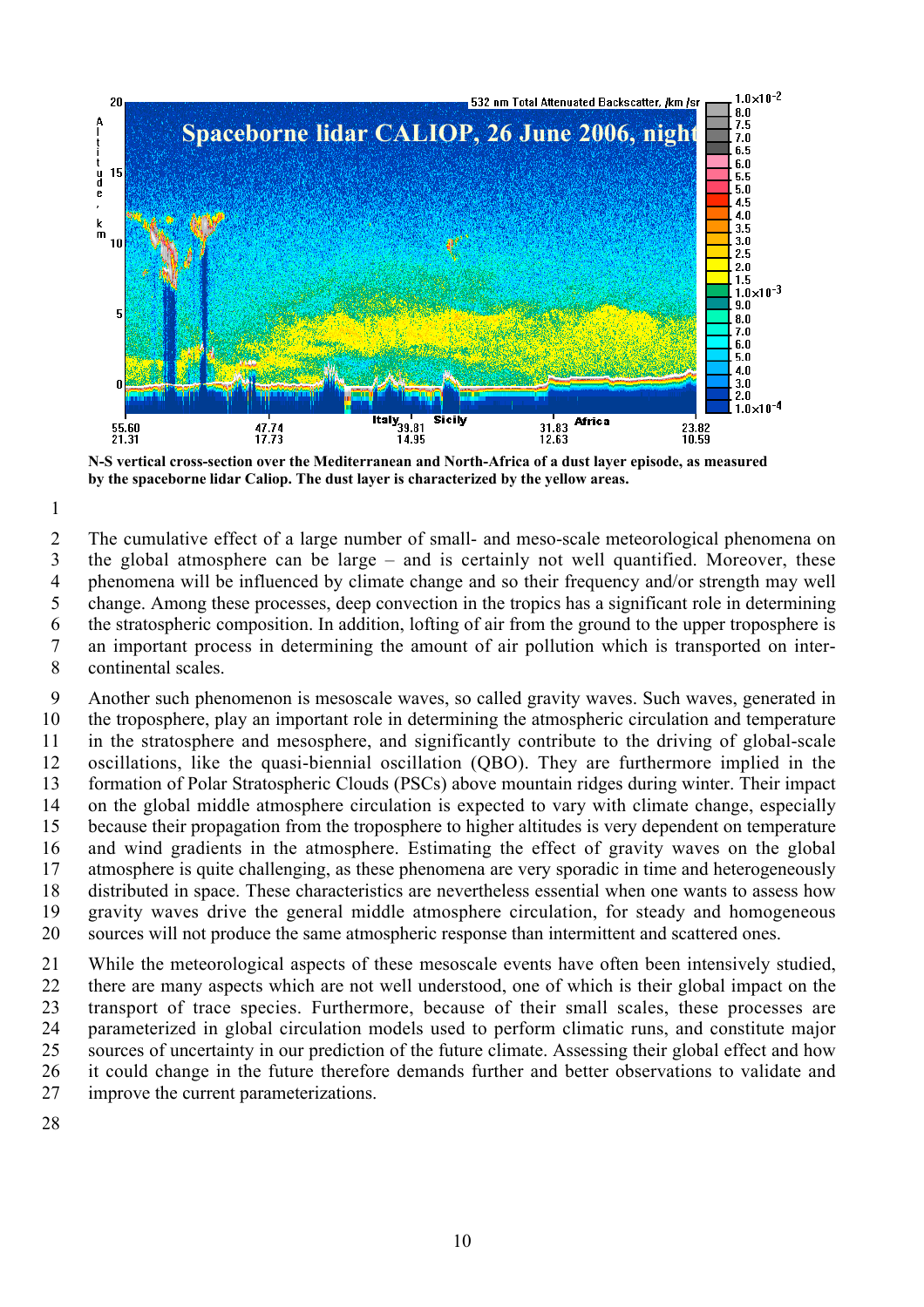**N-S vertical cross-section over the Mediterranean and North-Africa of a dust layer episode, as measured by the spaceborne lidar Caliop. The dust layer is characterized by the yellow areas.**

The cumulative effect of a large number of small- and meso-scale meteorological phenomena on the global atmosphere can be large – and is certainly not well quantified. Moreover, these phenomena will be influenced by climate change and so their frequency and/or strength may well change. Among these processes, deep convection in the tropics has a significant role in determining the stratospheric composition. In addition, lofting of air from the ground to the upper troposphere is an important process in determining the amount of air pollution which is transported on inter-continental scales.

Another such phenomenon is mesoscale waves, so called gravity waves. Such waves, generated in the troposphere, play an important role in determining the atmospheric circulation and temperature in the stratosphere and mesosphere, and significantly contribute to the driving of global-scale oscillations, like the quasi-biennial oscillation (QBO). They are furthermore implied in the formation of Polar Stratospheric Clouds (PSCs) above mountain ridges during winter. Their impact on the global middle atmosphere circulation is expected to vary with climate change, especially because their propagation from the troposphere to higher altitudes is very dependent on temperature and wind gradients in the atmosphere. Estimating the effect of gravity waves on the global atmosphere is quite challenging, as these phenomena are very sporadic in time and heterogeneously distributed in space. These characteristics are nevertheless essential when one wants to assess how gravity waves drive the general middle atmosphere circulation, for steady and homogeneous sources will not produce the same atmospheric response than intermittent and scattered ones.

While the meteorological aspects of these mesoscale events have often been intensively studied, there are many aspects which are not well understood, one of which is their global impact on the transport of trace species. Furthermore, because of their small scales, these processes are parameterized in global circulation models used to perform climatic runs, and constitute major sources of uncertainty in our prediction of the future climate. Assessing their global effect and how it could change in the future therefore demands further and better observations to validate and improve the current parameterizations.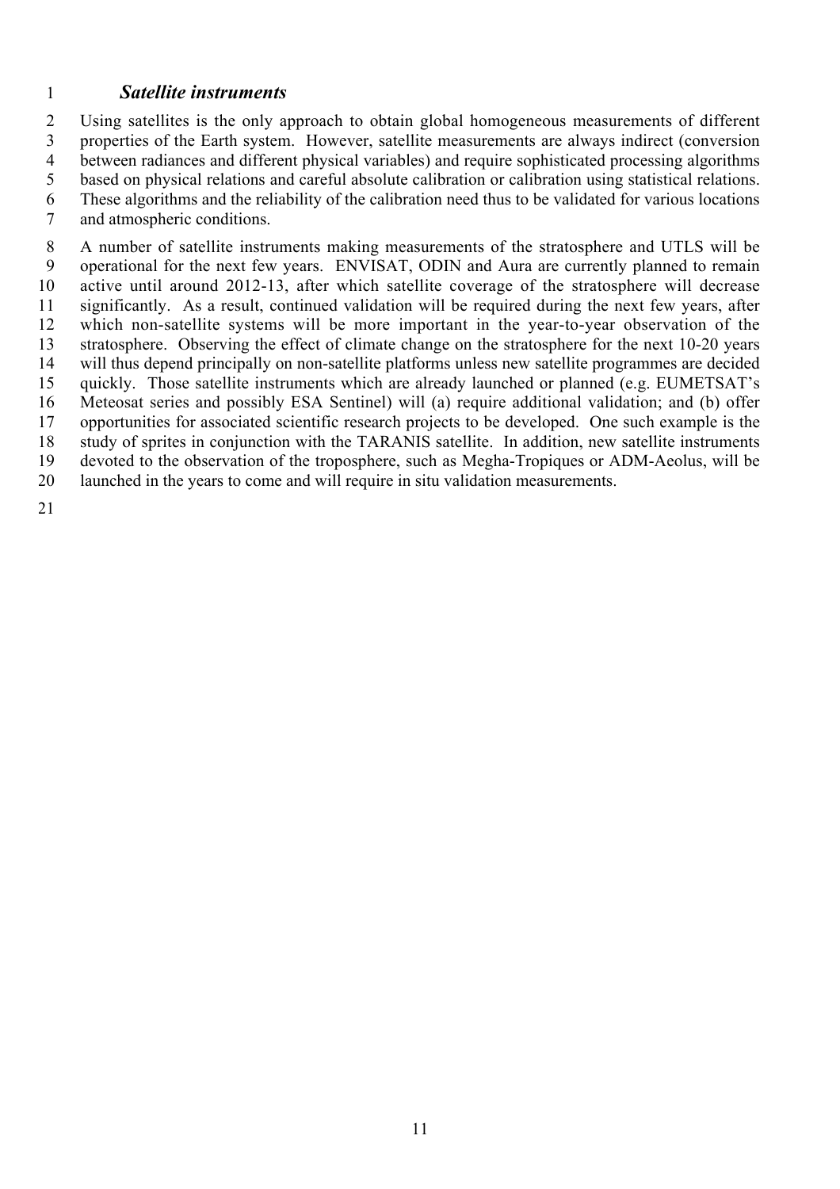### *Satellite instruments*

Using satellites is the only approach to obtain global homogeneous measurements of different properties of the Earth system. However, satellite measurements are always indirect (conversion between radiances and different physical variables) and require sophisticated processing algorithms based on physical relations and careful absolute calibration or calibration using statistical relations. These algorithms and the reliability of the calibration need thus to be validated for various locations and atmospheric conditions.

A number of satellite instruments making measurements of the stratosphere and UTLS will be operational for the next few years. ENVISAT, ODIN and Aura are currently planned to remain active until around 2012-13, after which satellite coverage of the stratosphere will decrease significantly. As a result, continued validation will be required during the next few years, after which non-satellite systems will be more important in the year-to-year observation of the stratosphere. Observing the effect of climate change on the stratosphere for the next 10-20 years will thus depend principally on non-satellite platforms unless new satellite programmes are decided quickly. Those satellite instruments which are already launched or planned (e.g. EUMETSAT's Meteosat series and possibly ESA Sentinel) will (a) require additional validation; and (b) offer opportunities for associated scientific research projects to be developed. One such example is the study of sprites in conjunction with the TARANIS satellite. In addition, new satellite instruments devoted to the observation of the troposphere, such as Megha-Tropiques or ADM-Aeolus, will be launched in the years to come and will require in situ validation measurements.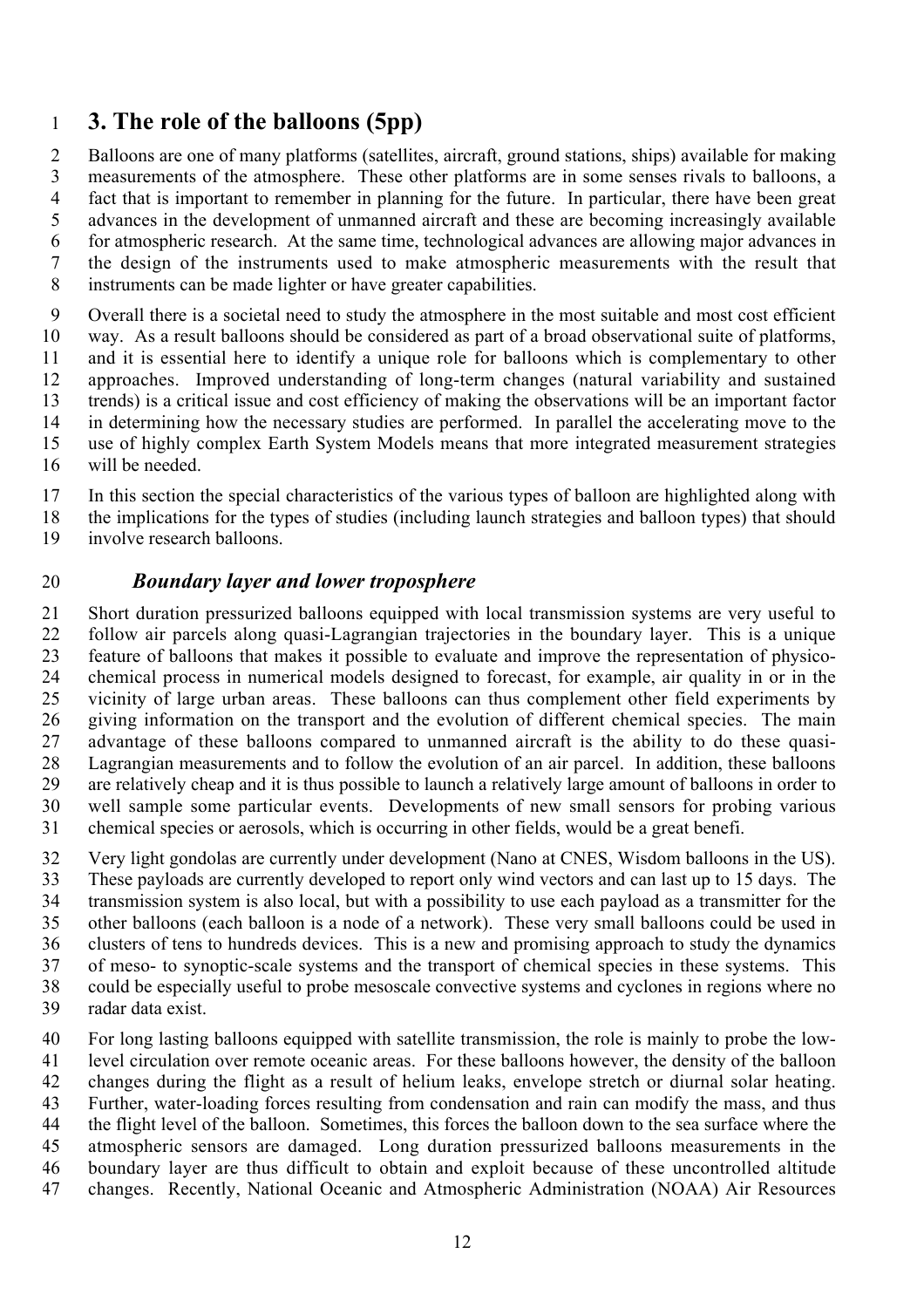# 3. The role of the balloons (5pp)

Balloons are one of many platforms (satellites, aircraft, ground stations, ships) available for making measurements of the atmosphere. These other platforms are in some senses rivals to balloons, a fact that is important to remember in planning for the future. In particular, there have been great advances in the development of unmanned aircraft and these are becoming increasingly available for atmospheric research. At the same time, technological advances are allowing major advances in the design of the instruments used to make atmospheric measurements with the result that instruments can be made lighter or have greater capabilities.

Overall there is a societal need to study the atmosphere in the most suitable and most cost efficient way. As a result balloons should be considered as part of a broad observational suite of platforms, and it is essential here to identify a unique role for balloons which is complementary to other approaches. Improved understanding of long-term changes (natural variability and sustained trends) is a critical issue and cost efficiency of making the observations will be an important factor in determining how the necessary studies are performed. In parallel the accelerating move to the use of highly complex Earth System Models means that more integrated measurement strategies will be needed.

In this section the special characteristics of the various types of balloon are highlighted along with the implications for the types of studies (including launch strategies and balloon types) that should involve research balloons.

### *Boundary layer and lower troposphere*

Short duration pressurized balloons equipped with local transmission systems are very useful to follow air parcels along quasi-Lagrangian trajectories in the boundary layer. This is a unique feature of balloons that makes it possible to evaluate and improve the representation of physico-chemical process in numerical models designed to forecast, for example, air quality in or in the vicinity of large urban areas. These balloons can thus complement other field experiments by giving information on the transport and the evolution of different chemical species. The main advantage of these balloons compared to unmanned aircraft is the ability to do these quasi-Lagrangian measurements and to follow the evolution of an air parcel. In addition, these balloons are relatively cheap and it is thus possible to launch a relatively large amount of balloons in order to well sample some particular events. Developments of new small sensors for probing various chemical species or aerosols, which is occurring in other fields, would be a great benefi.

Very light gondolas are currently under development (Nano at CNES, Wisdom balloons in the US). These payloads are currently developed to report only wind vectors and can last up to 15 days. The transmission system is also local, but with a possibility to use each payload as a transmitter for the other balloons (each balloon is a node of a network). These very small balloons could be used in clusters of tens to hundreds devices. This is a new and promising approach to study the dynamics of meso- to synoptic-scale systems and the transport of chemical species in these systems. This could be especially useful to probe mesoscale convective systems and cyclones in regions where no radar data exist.

For long lasting balloons equipped with satellite transmission, the role is mainly to probe the low-level circulation over remote oceanic areas. For these balloons however, the density of the balloon changes during the flight as a result of helium leaks, envelope stretch or diurnal solar heating. Further, water-loading forces resulting from condensation and rain can modify the mass, and thus the flight level of the balloon. Sometimes, this forces the balloon down to the sea surface where the atmospheric sensors are damaged. Long duration pressurized balloons measurements in the boundary layer are thus difficult to obtain and exploit because of these uncontrolled altitude changes. Recently, National Oceanic and Atmospheric Administration (NOAA) Air Resources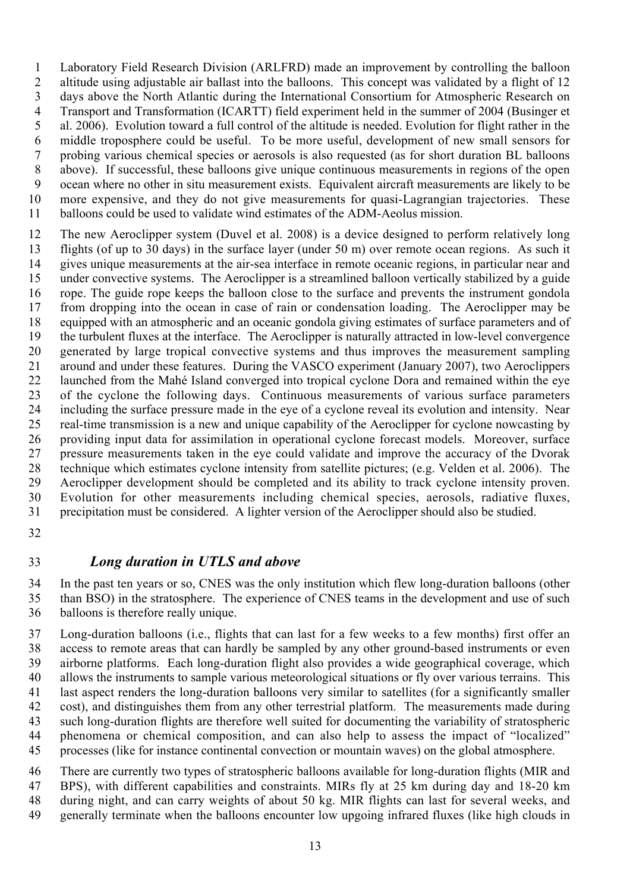Laboratory Field Research Division (ARLFRD) made an improvement by controlling the balloon altitude using adjustable air ballast into the balloons. This concept was validated by a flight of 12 days above the North Atlantic during the International Consortium for Atmospheric Research on Transport and Transformation (ICARTT) field experiment held in the summer of 2004 (Businger et al. 2006). Evolution toward a full control of the altitude is needed. Evolution for flight rather in the middle troposphere could be useful. To be more useful, development of new small sensors for probing various chemical species or aerosols is also requested (as for short duration BL balloons above). If successful, these balloons give unique continuous measurements in regions of the open ocean where no other in situ measurement exists. Equivalent aircraft measurements are likely to be more expensive, and they do not give measurements for quasi-Lagrangian trajectories. These balloons could be used to validate wind estimates of the ADM-Aeolus mission.

The new Aeroclipper system (Duvel et al. 2008) is a device designed to perform relatively long flights (of up to 30 days) in the surface layer (under 50 m) over remote ocean regions. As such it gives unique measurements at the air-sea interface in remote oceanic regions, in particular near and under convective systems. The Aeroclipper is a streamlined balloon vertically stabilized by a guide rope. The guide rope keeps the balloon close to the surface and prevents the instrument gondola from dropping into the ocean in case of rain or condensation loading. The Aeroclipper may be equipped with an atmospheric and an oceanic gondola giving estimates of surface parameters and of the turbulent fluxes at the interface. The Aeroclipper is naturally attracted in low-level convergence generated by large tropical convective systems and thus improves the measurement sampling around and under these features. During the VASCO experiment (January 2007), two Aeroclippers launched from the Mahé Island converged into tropical cyclone Dora and remained within the eye of the cyclone the following days. Continuous measurements of various surface parameters including the surface pressure made in the eye of a cyclone reveal its evolution and intensity. Near real-time transmission is a new and unique capability of the Aeroclipper for cyclone nowcasting by providing input data for assimilation in operational cyclone forecast models. Moreover, surface pressure measurements taken in the eye could validate and improve the accuracy of the Dvorak technique which estimates cyclone intensity from satellite pictures; (e.g. Velden et al. 2006). The Aeroclipper development should be completed and its ability to track cyclone intensity proven. Evolution for other measurements including chemical species, aerosols, radiative fluxes, precipitation must be considered. A lighter version of the Aeroclipper should also be studied.

### *Long duration in UTLS and above*

In the past ten years or so, CNES was the only institution which flew long-duration balloons (other than BSO) in the stratosphere. The experience of CNES teams in the development and use of such balloons is therefore really unique.

Long-duration balloons (i.e., flights that can last for a few weeks to a few months) first offer an access to remote areas that can hardly be sampled by any other ground-based instruments or even airborne platforms. Each long-duration flight also provides a wide geographical coverage, which allows the instruments to sample various meteorological situations or fly over various terrains. This last aspect renders the long-duration balloons very similar to satellites (for a significantly smaller cost), and distinguishes them from any other terrestrial platform. The measurements made during such long-duration flights are therefore well suited for documenting the variability of stratospheric phenomena or chemical composition, and can also help to assess the impact of "localized" processes (like for instance continental convection or mountain waves) on the global atmosphere.

There are currently two types of stratospheric balloons available for long-duration flights (MIR and BPS), with different capabilities and constraints. MIRs fly at 25 km during day and 18-20 km during night, and can carry weights of about 50 kg. MIR flights can last for several weeks, and generally terminate when the balloons encounter low upgoing infrared fluxes (like high clouds in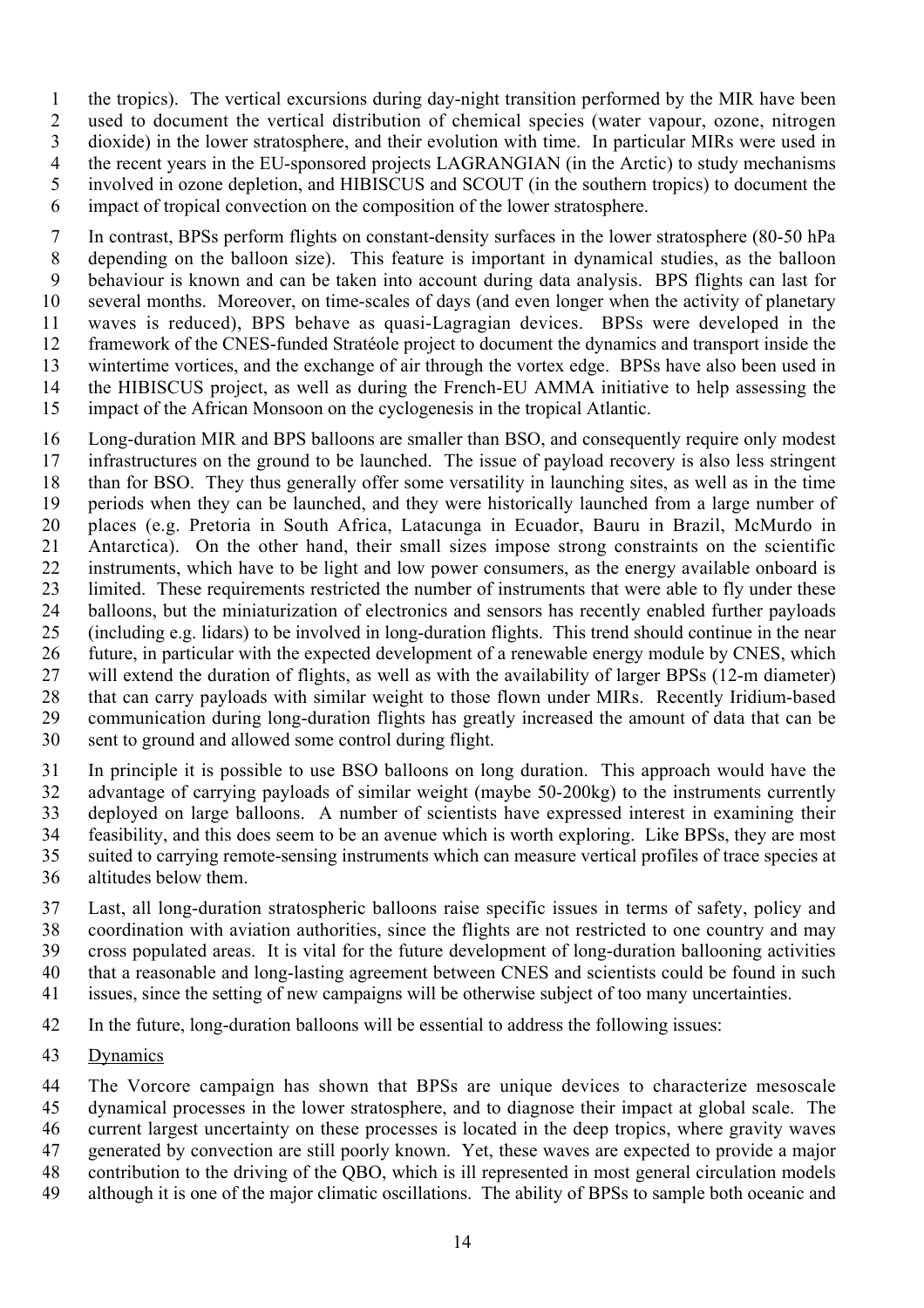the tropics). The vertical excursions during day-night transition performed by the MIR have been used to document the vertical distribution of chemical species (water vapour, ozone, nitrogen dioxide) in the lower stratosphere, and their evolution with time. In particular MIRs were used in the recent years in the EU-sponsored projects LAGRANGIAN (in the Arctic) to study mechanisms involved in ozone depletion, and HIBISCUS and SCOUT (in the southern tropics) to document the impact of tropical convection on the composition of the lower stratosphere.

In contrast, BPSs perform flights on constant-density surfaces in the lower stratosphere (80-50 hPa depending on the balloon size). This feature is important in dynamical studies, as the balloon behaviour is known and can be taken into account during data analysis. BPS flights can last for several months. Moreover, on time-scales of days (and even longer when the activity of planetary waves is reduced), BPS behave as quasi-Lagragian devices. BPSs were developed in the framework of the CNES-funded Stratéole project to document the dynamics and transport inside the wintertime vortices, and the exchange of air through the vortex edge. BPSs have also been used in the HIBISCUS project, as well as during the French-EU AMMA initiative to help assessing the impact of the African Monsoon on the cyclogenesis in the tropical Atlantic.

Long-duration MIR and BPS balloons are smaller than BSO, and consequently require only modest infrastructures on the ground to be launched. The issue of payload recovery is also less stringent than for BSO. They thus generally offer some versatility in launching sites, as well as in the time periods when they can be launched, and they were historically launched from a large number of places (e.g. Pretoria in South Africa, Latacunga in Ecuador, Bauru in Brazil, McMurdo in Antarctica). On the other hand, their small sizes impose strong constraints on the scientific instruments, which have to be light and low power consumers, as the energy available onboard is limited. These requirements restricted the number of instruments that were able to fly under these balloons, but the miniaturization of electronics and sensors has recently enabled further payloads (including e.g. lidars) to be involved in long-duration flights. This trend should continue in the near future, in particular with the expected development of a renewable energy module by CNES, which will extend the duration of flights, as well as with the availability of larger BPSs (12-m diameter) that can carry payloads with similar weight to those flown under MIRs. Recently Iridium-based communication during long-duration flights has greatly increased the amount of data that can be sent to ground and allowed some control during flight.

In principle it is possible to use BSO balloons on long duration. This approach would have the advantage of carrying payloads of similar weight (maybe 50-200kg) to the instruments currently deployed on large balloons. A number of scientists have expressed interest in examining their feasibility, and this does seem to be an avenue which is worth exploring. Like BPSs, they are most suited to carrying remote-sensing instruments which can measure vertical profiles of trace species at altitudes below them.

Last, all long-duration stratospheric balloons raise specific issues in terms of safety, policy and coordination with aviation authorities, since the flights are not restricted to one country and may cross populated areas. It is vital for the future development of long-duration ballooning activities that a reasonable and long-lasting agreement between CNES and scientists could be found in such issues, since the setting of new campaigns will be otherwise subject of too many uncertainties.

In the future, long-duration balloons will be essential to address the following issues:

Dynamics

The Vorcore campaign has shown that BPSs are unique devices to characterize mesoscale dynamical processes in the lower stratosphere, and to diagnose their impact at global scale. The current largest uncertainty on these processes is located in the deep tropics, where gravity waves generated by convection are still poorly known. Yet, these waves are expected to provide a major contribution to the driving of the QBO, which is ill represented in most general circulation models although it is one of the major climatic oscillations. The ability of BPSs to sample both oceanic and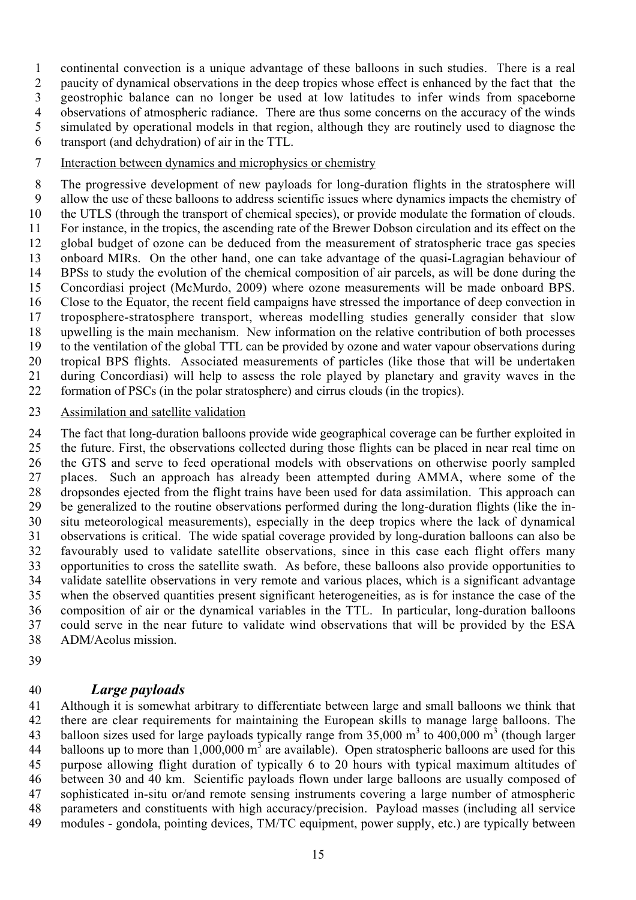continental convection is a unique advantage of these balloons in such studies. There is a real paucity of dynamical observations in the deep tropics whose effect is enhanced by the fact that the geostrophic balance can no longer be used at low latitudes to infer winds from spaceborne observations of atmospheric radiance. There are thus some concerns on the accuracy of the winds simulated by operational models in that region, although they are routinely used to diagnose the transport (and dehydration) of air in the TTL.

Interaction between dynamics and microphysics or chemistry

The progressive development of new payloads for long-duration flights in the stratosphere will allow the use of these balloons to address scientific issues where dynamics impacts the chemistry of the UTLS (through the transport of chemical species), or provide modulate the formation of clouds. For instance, in the tropics, the ascending rate of the Brewer Dobson circulation and its effect on the global budget of ozone can be deduced from the measurement of stratospheric trace gas species onboard MIRs. On the other hand, one can take advantage of the quasi-Lagragian behaviour of BPSs to study the evolution of the chemical composition of air parcels, as will be done during the Concordiasi project (McMurdo, 2009) where ozone measurements will be made onboard BPS. Close to the Equator, the recent field campaigns have stressed the importance of deep convection in troposphere-stratosphere transport, whereas modelling studies generally consider that slow upwelling is the main mechanism. New information on the relative contribution of both processes to the ventilation of the global TTL can be provided by ozone and water vapour observations during tropical BPS flights. Associated measurements of particles (like those that will be undertaken during Concordiasi) will help to assess the role played by planetary and gravity waves in the formation of PSCs (in the polar stratosphere) and cirrus clouds (in the tropics).

Assimilation and satellite validation

The fact that long-duration balloons provide wide geographical coverage can be further exploited in the future. First, the observations collected during those flights can be placed in near real time on the GTS and serve to feed operational models with observations on otherwise poorly sampled places. Such an approach has already been attempted during AMMA, where some of the dropsondes ejected from the flight trains have been used for data assimilation. This approach can be generalized to the routine observations performed during the long-duration flights (like the in-situ meteorological measurements), especially in the deep tropics where the lack of dynamical observations is critical. The wide spatial coverage provided by long-duration balloons can also be favourably used to validate satellite observations, since in this case each flight offers many opportunities to cross the satellite swath. As before, these balloons also provide opportunities to validate satellite observations in very remote and various places, which is a significant advantage when the observed quantities present significant heterogeneities, as is for instance the case of the composition of air or the dynamical variables in the TTL. In particular, long-duration balloons could serve in the near future to validate wind observations that will be provided by the ESA ADM/Aeolus mission.

### *Large payloads*

Although it is somewhat arbitrary to differentiate between large and small balloons we think that there are clear requirements for maintaining the European skills to manage large balloons. The balloon sizes used for large payloads typically range from 35,000 $m^3$ to 400,000 $m^3$ (though larger balloons up to more than 1,000,000 $m^3$ are available). Open stratospheric balloons are used for this purpose allowing flight duration of typically 6 to 20 hours with typical maximum altitudes of between 30 and 40 km. Scientific payloads flown under large balloons are usually composed of sophisticated in-situ or/and remote sensing instruments covering a large number of atmospheric parameters and constituents with high accuracy/precision. Payload masses (including all service modules - gondola, pointing devices, TM/TC equipment, power supply, etc.) are typically between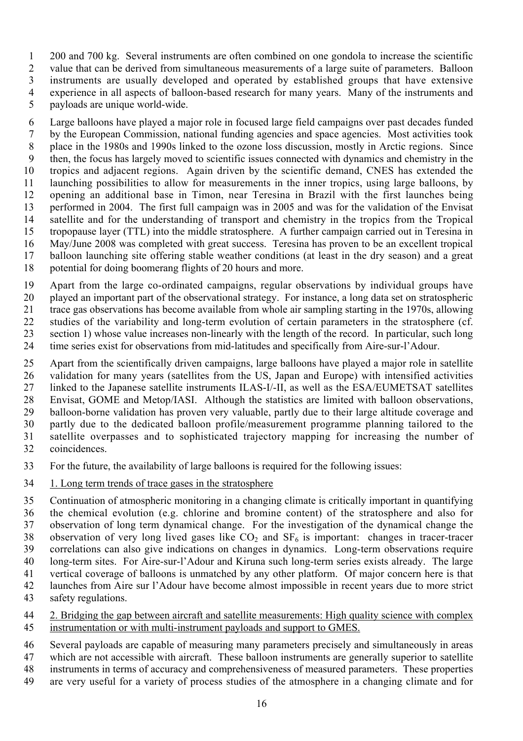200 and 700 kg. Several instruments are often combined on one gondola to increase the scientific value that can be derived from simultaneous measurements of a large suite of parameters. Balloon instruments are usually developed and operated by established groups that have extensive experience in all aspects of balloon-based research for many years. Many of the instruments and payloads are unique world-wide.

Large balloons have played a major role in focused large field campaigns over past decades funded by the European Commission, national funding agencies and space agencies. Most activities took place in the 1980s and 1990s linked to the ozone loss discussion, mostly in Arctic regions. Since then, the focus has largely moved to scientific issues connected with dynamics and chemistry in the tropics and adjacent regions. Again driven by the scientific demand, CNES has extended the launching possibilities to allow for measurements in the inner tropics, using large balloons, by opening an additional base in Timon, near Teresina in Brazil with the first launches being performed in 2004. The first full campaign was in 2005 and was for the validation of the Envisat satellite and for the understanding of transport and chemistry in the tropics from the Tropical tropopause layer (TTL) into the middle stratosphere. A further campaign carried out in Teresina in May/June 2008 was completed with great success. Teresina has proven to be an excellent tropical balloon launching site offering stable weather conditions (at least in the dry season) and a great potential for doing boomerang flights of 20 hours and more.

Apart from the large co-ordinated campaigns, regular observations by individual groups have played an important part of the observational strategy. For instance, a long data set on stratospheric trace gas observations has become available from whole air sampling starting in the 1970s, allowing studies of the variability and long-term evolution of certain parameters in the stratosphere (cf. section 1) whose value increases non-linearly with the length of the record. In particular, such long time series exist for observations from mid-latitudes and specifically from Aire-sur-l'Adour.

Apart from the scientifically driven campaigns, large balloons have played a major role in satellite validation for many years (satellites from the US, Japan and Europe) with intensified activities linked to the Japanese satellite instruments ILAS-I/-II, as well as the ESA/EUMETSAT satellites Envisat, GOME and Metop/IASI. Although the statistics are limited with balloon observations, balloon-borne validation has proven very valuable, partly due to their large altitude coverage and partly due to the dedicated balloon profile/measurement programme planning tailored to the satellite overpasses and to sophisticated trajectory mapping for increasing the number of coincidences.

For the future, the availability of large balloons is required for the following issues:

1. Long term trends of trace gases in the stratosphere

Continuation of atmospheric monitoring in a changing climate is critically important in quantifying the chemical evolution (e.g. chlorine and bromine content) of the stratosphere and also for observation of long term dynamical change. For the investigation of the dynamical change the observation of very long lived gases like $CO_2$ and $SF_6$ is important: changes in tracer-tracer correlations can also give indications on changes in dynamics. Long-term observations require long-term sites. For Aire-sur-l'Adour and Kiruna such long-term series exists already. The large vertical coverage of balloons is unmatched by any other platform. Of major concern here is that launches from Aire sur l'Adour have become almost impossible in recent years due to more strict safety regulations.

2. Bridging the gap between aircraft and satellite measurements: High quality science with complex instrumentation or with multi-instrument payloads and support to GMES.

Several payloads are capable of measuring many parameters precisely and simultaneously in areas which are not accessible with aircraft. These balloon instruments are generally superior to satellite instruments in terms of accuracy and comprehensiveness of measured parameters. These properties are very useful for a variety of process studies of the atmosphere in a changing climate and for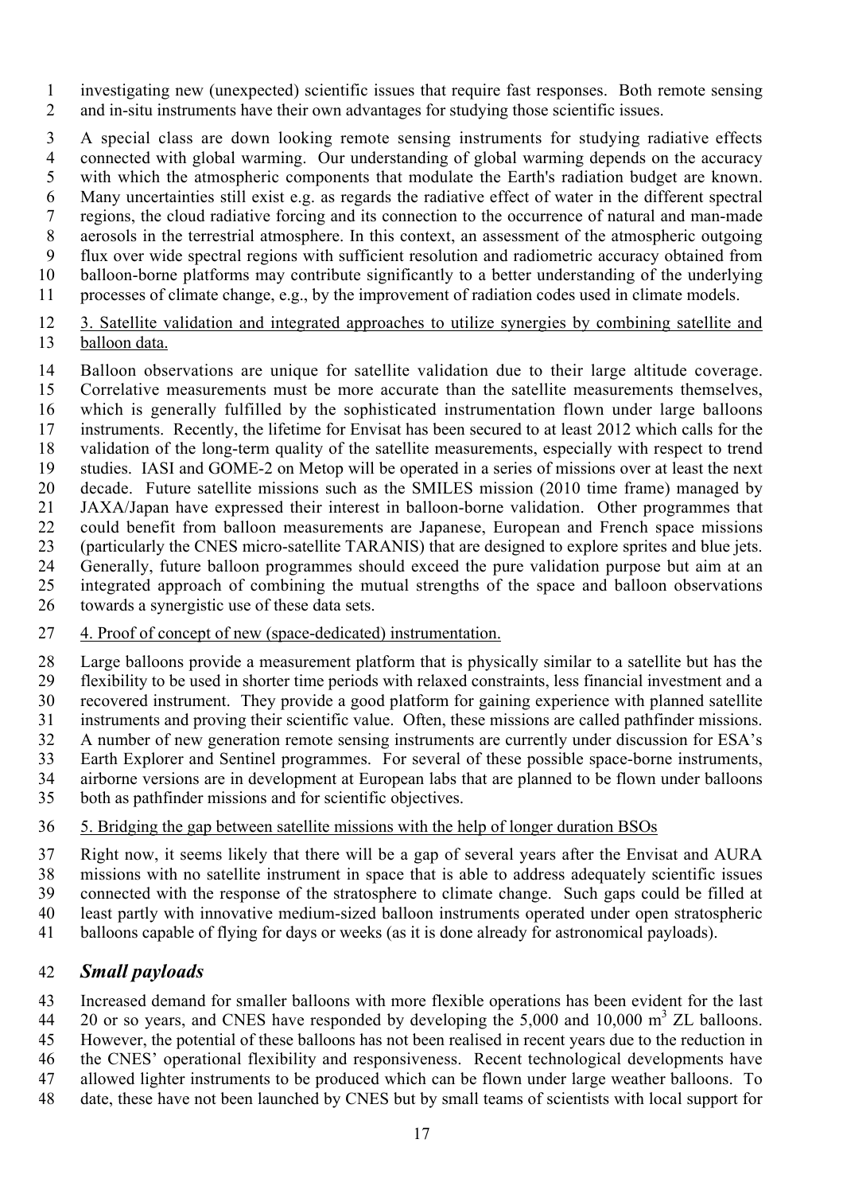investigating new (unexpected) scientific issues that require fast responses. Both remote sensing and in-situ instruments have their own advantages for studying those scientific issues.

A special class are down looking remote sensing instruments for studying radiative effects connected with global warming. Our understanding of global warming depends on the accuracy with which the atmospheric components that modulate the Earth's radiation budget are known. Many uncertainties still exist e.g. as regards the radiative effect of water in the different spectral regions, the cloud radiative forcing and its connection to the occurrence of natural and man-made aerosols in the terrestrial atmosphere. In this context, an assessment of the atmospheric outgoing flux over wide spectral regions with sufficient resolution and radiometric accuracy obtained from balloon-borne platforms may contribute significantly to a better understanding of the underlying processes of climate change, e.g., by the improvement of radiation codes used in climate models.

<u>3. Satellite validation and integrated approaches to utilize synergies by combining satellite and balloon data.</u>

Balloon observations are unique for satellite validation due to their large altitude coverage. Correlative measurements must be more accurate than the satellite measurements themselves, which is generally fulfilled by the sophisticated instrumentation flown under large balloons instruments. Recently, the lifetime for Envisat has been secured to at least 2012 which calls for the validation of the long-term quality of the satellite measurements, especially with respect to trend studies. IASI and GOME-2 on Metop will be operated in a series of missions over at least the next decade. Future satellite missions such as the SMILES mission (2010 time frame) managed by JAXA/Japan have expressed their interest in balloon-borne validation. Other programmes that could benefit from balloon measurements are Japanese, European and French space missions (particularly the CNES micro-satellite TARANIS) that are designed to explore sprites and blue jets. Generally, future balloon programmes should exceed the pure validation purpose but aim at an integrated approach of combining the mutual strengths of the space and balloon observations towards a synergistic use of these data sets.

<u>4. Proof of concept of new (space-dedicated) instrumentation.</u>

Large balloons provide a measurement platform that is physically similar to a satellite but has the flexibility to be used in shorter time periods with relaxed constraints, less financial investment and a recovered instrument. They provide a good platform for gaining experience with planned satellite instruments and proving their scientific value. Often, these missions are called pathfinder missions. A number of new generation remote sensing instruments are currently under discussion for ESA's Earth Explorer and Sentinel programmes. For several of these possible space-borne instruments, airborne versions are in development at European labs that are planned to be flown under balloons both as pathfinder missions and for scientific objectives.

<u>5. Bridging the gap between satellite missions with the help of longer duration BSOs</u>

Right now, it seems likely that there will be a gap of several years after the Envisat and AURA missions with no satellite instrument in space that is able to address adequately scientific issues connected with the response of the stratosphere to climate change. Such gaps could be filled at least partly with innovative medium-sized balloon instruments operated under open stratospheric balloons capable of flying for days or weeks (as it is done already for astronomical payloads).

## *Small payloads*

Increased demand for smaller balloons with more flexible operations has been evident for the last 20 or so years, and CNES have responded by developing the 5,000 and 10,000 $m^3$ ZL balloons. However, the potential of these balloons has not been realised in recent years due to the reduction in the CNES' operational flexibility and responsiveness. Recent technological developments have allowed lighter instruments to be produced which can be flown under large weather balloons. To date, these have not been launched by CNES but by small teams of scientists with local support for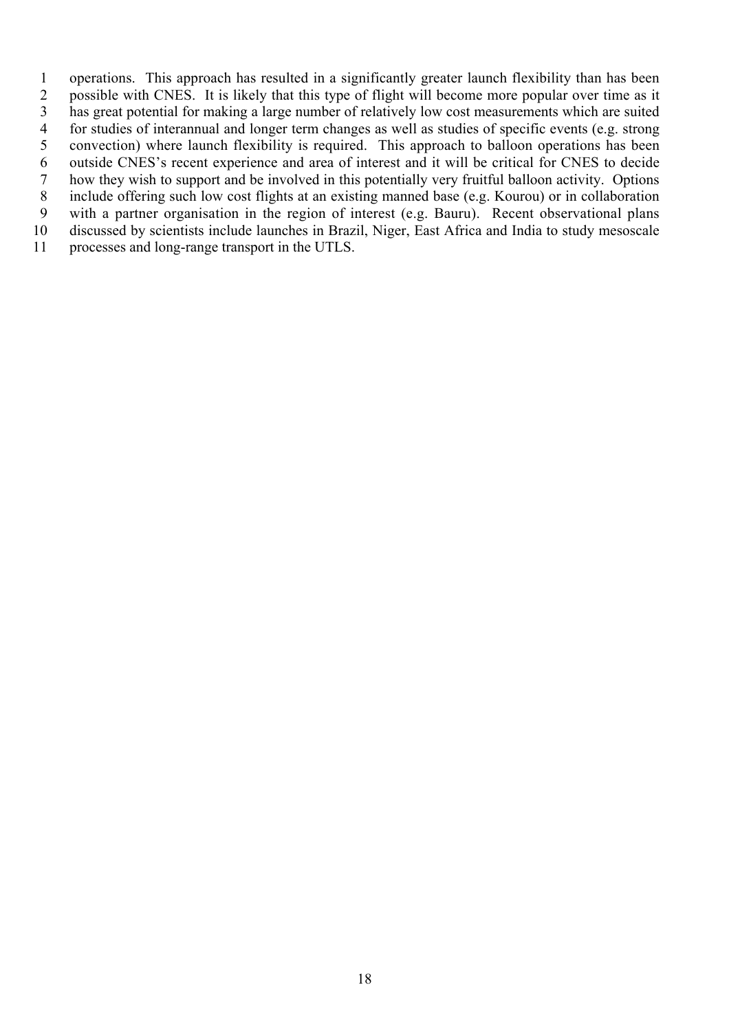operations. This approach has resulted in a significantly greater launch flexibility than has been possible with CNES. It is likely that this type of flight will become more popular over time as it has great potential for making a large number of relatively low cost measurements which are suited for studies of interannual and longer term changes as well as studies of specific events (e.g. strong convection) where launch flexibility is required. This approach to balloon operations has been outside CNES's recent experience and area of interest and it will be critical for CNES to decide how they wish to support and be involved in this potentially very fruitful balloon activity. Options include offering such low cost flights at an existing manned base (e.g. Kourou) or in collaboration with a partner organisation in the region of interest (e.g. Bauru). Recent observational plans discussed by scientists include launches in Brazil, Niger, East Africa and India to study mesoscale processes and long-range transport in the UTLS.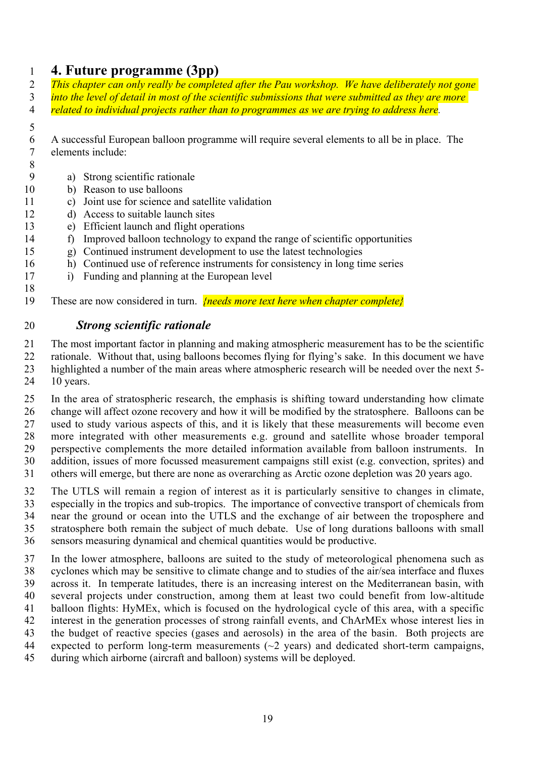# 4. Future programme (3pp)

*This chapter can only really be completed after the Pau workshop. We have deliberately not gone into the level of detail in most of the scientific submissions that were submitted as they are more related to individual projects rather than to programmes as we are trying to address here.*

A successful European balloon programme will require several elements to all be in place. The elements include:

a) Strong scientific rationale
b) Reason to use balloons
c) Joint use for science and satellite validation
d) Access to suitable launch sites
e) Efficient launch and flight operations
f) Improved balloon technology to expand the range of scientific opportunities
g) Continued instrument development to use the latest technologies
h) Continued use of reference instruments for consistency in long time series
i) Funding and planning at the European level

These are now considered in turn. *{needs more text here when chapter complete}*

### *Strong scientific rationale*

The most important factor in planning and making atmospheric measurement has to be the scientific rationale. Without that, using balloons becomes flying for flying's sake. In this document we have highlighted a number of the main areas where atmospheric research will be needed over the next 5-10 years.

In the area of stratospheric research, the emphasis is shifting toward understanding how climate change will affect ozone recovery and how it will be modified by the stratosphere. Balloons can be used to study various aspects of this, and it is likely that these measurements will become even more integrated with other measurements e.g. ground and satellite whose broader temporal perspective complements the more detailed information available from balloon instruments. In addition, issues of more focussed measurement campaigns still exist (e.g. convection, sprites) and others will emerge, but there are none as overarching as Arctic ozone depletion was 20 years ago.

The UTLS will remain a region of interest as it is particularly sensitive to changes in climate, especially in the tropics and sub-tropics. The importance of convective transport of chemicals from near the ground or ocean into the UTLS and the exchange of air between the troposphere and stratosphere both remain the subject of much debate. Use of long durations balloons with small sensors measuring dynamical and chemical quantities would be productive.

In the lower atmosphere, balloons are suited to the study of meteorological phenomena such as cyclones which may be sensitive to climate change and to studies of the air/sea interface and fluxes across it. In temperate latitudes, there is an increasing interest on the Mediterranean basin, with several projects under construction, among them at least two could benefit from low-altitude balloon flights: HyMEx, which is focused on the hydrological cycle of this area, with a specific interest in the generation processes of strong rainfall events, and ChArMEx whose interest lies in the budget of reactive species (gases and aerosols) in the area of the basin. Both projects are expected to perform long-term measurements (~2 years) and dedicated short-term campaigns, during which airborne (aircraft and balloon) systems will be deployed.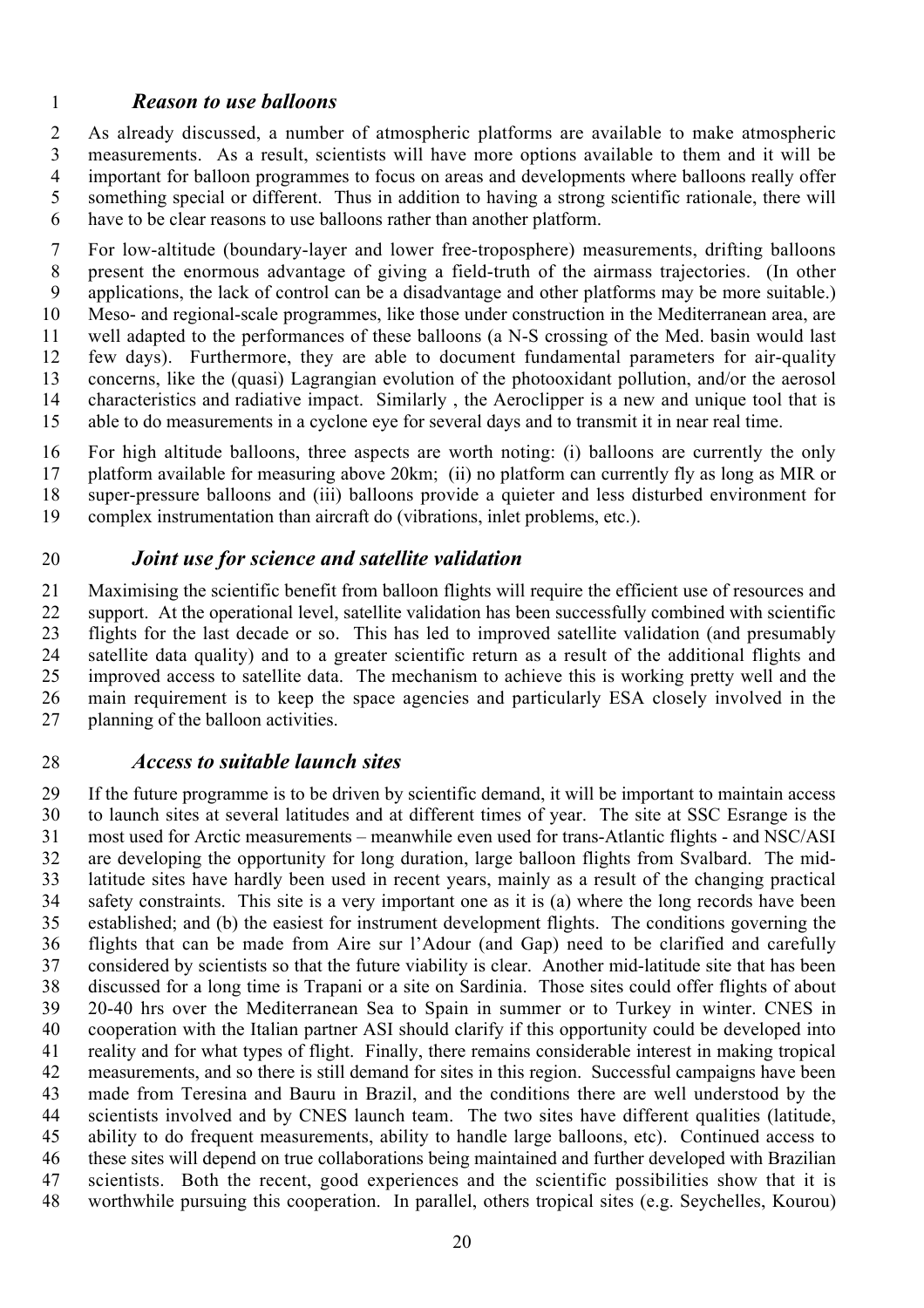### *Reason to use balloons*

As already discussed, a number of atmospheric platforms are available to make atmospheric measurements. As a result, scientists will have more options available to them and it will be important for balloon programmes to focus on areas and developments where balloons really offer something special or different. Thus in addition to having a strong scientific rationale, there will have to be clear reasons to use balloons rather than another platform.

For low-altitude (boundary-layer and lower free-troposphere) measurements, drifting balloons present the enormous advantage of giving a field-truth of the airmass trajectories. (In other applications, the lack of control can be a disadvantage and other platforms may be more suitable.) Meso- and regional-scale programmes, like those under construction in the Mediterranean area, are well adapted to the performances of these balloons (a N-S crossing of the Med. basin would last few days). Furthermore, they are able to document fundamental parameters for air-quality concerns, like the (quasi) Lagrangian evolution of the photooxidant pollution, and/or the aerosol characteristics and radiative impact. Similarly , the Aeroclipper is a new and unique tool that is able to do measurements in a cyclone eye for several days and to transmit it in near real time.

For high altitude balloons, three aspects are worth noting: (i) balloons are currently the only platform available for measuring above 20km; (ii) no platform can currently fly as long as MIR or super-pressure balloons and (iii) balloons provide a quieter and less disturbed environment for complex instrumentation than aircraft do (vibrations, inlet problems, etc.).

### *Joint use for science and satellite validation*

Maximising the scientific benefit from balloon flights will require the efficient use of resources and support. At the operational level, satellite validation has been successfully combined with scientific flights for the last decade or so. This has led to improved satellite validation (and presumably satellite data quality) and to a greater scientific return as a result of the additional flights and improved access to satellite data. The mechanism to achieve this is working pretty well and the main requirement is to keep the space agencies and particularly ESA closely involved in the planning of the balloon activities.

### *Access to suitable launch sites*

If the future programme is to be driven by scientific demand, it will be important to maintain access to launch sites at several latitudes and at different times of year. The site at SSC Esrange is the most used for Arctic measurements – meanwhile even used for trans-Atlantic flights - and NSC/ASI are developing the opportunity for long duration, large balloon flights from Svalbard. The mid-latitude sites have hardly been used in recent years, mainly as a result of the changing practical safety constraints. This site is a very important one as it is (a) where the long records have been established; and (b) the easiest for instrument development flights. The conditions governing the flights that can be made from Aire sur l'Adour (and Gap) need to be clarified and carefully considered by scientists so that the future viability is clear. Another mid-latitude site that has been discussed for a long time is Trapani or a site on Sardinia. Those sites could offer flights of about 20-40 hrs over the Mediterranean Sea to Spain in summer or to Turkey in winter. CNES in cooperation with the Italian partner ASI should clarify if this opportunity could be developed into reality and for what types of flight. Finally, there remains considerable interest in making tropical measurements, and so there is still demand for sites in this region. Successful campaigns have been made from Teresina and Bauru in Brazil, and the conditions there are well understood by the scientists involved and by CNES launch team. The two sites have different qualities (latitude, ability to do frequent measurements, ability to handle large balloons, etc). Continued access to these sites will depend on true collaborations being maintained and further developed with Brazilian scientists. Both the recent, good experiences and the scientific possibilities show that it is worthwhile pursuing this cooperation. In parallel, others tropical sites (e.g. Seychelles, Kourou)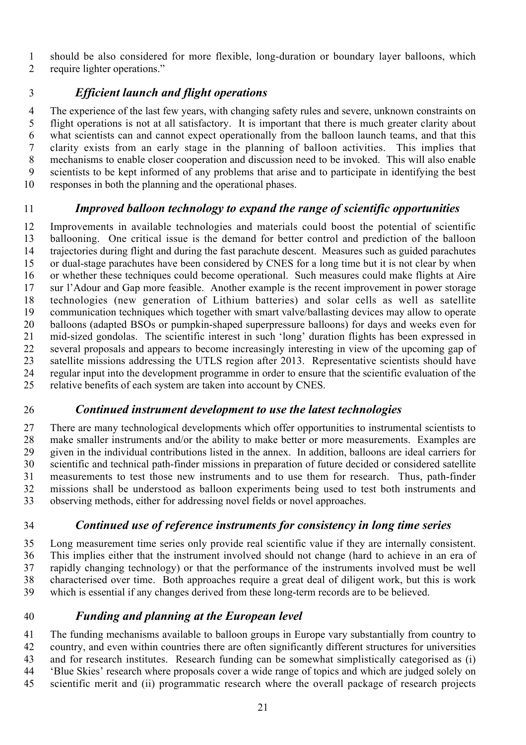should be also considered for more flexible, long-duration or boundary layer balloons, which require lighter operations."

### *Efficient launch and flight operations*

The experience of the last few years, with changing safety rules and severe, unknown constraints on flight operations is not at all satisfactory. It is important that there is much greater clarity about what scientists can and cannot expect operationally from the balloon launch teams, and that this clarity exists from an early stage in the planning of balloon activities. This implies that mechanisms to enable closer cooperation and discussion need to be invoked. This will also enable scientists to be kept informed of any problems that arise and to participate in identifying the best responses in both the planning and the operational phases.

### *Improved balloon technology to expand the range of scientific opportunities*

Improvements in available technologies and materials could boost the potential of scientific ballooning. One critical issue is the demand for better control and prediction of the balloon trajectories during flight and during the fast parachute descent. Measures such as guided parachutes or dual-stage parachutes have been considered by CNES for a long time but it is not clear by when or whether these techniques could become operational. Such measures could make flights at Aire sur l'Adour and Gap more feasible. Another example is the recent improvement in power storage technologies (new generation of Lithium batteries) and solar cells as well as satellite communication techniques which together with smart valve/ballasting devices may allow to operate balloons (adapted BSOs or pumpkin-shaped superpressure balloons) for days and weeks even for mid-sized gondolas. The scientific interest in such 'long' duration flights has been expressed in several proposals and appears to become increasingly interesting in view of the upcoming gap of satellite missions addressing the UTLS region after 2013. Representative scientists should have regular input into the development programme in order to ensure that the scientific evaluation of the relative benefits of each system are taken into account by CNES.

### *Continued instrument development to use the latest technologies*

There are many technological developments which offer opportunities to instrumental scientists to make smaller instruments and/or the ability to make better or more measurements. Examples are given in the individual contributions listed in the annex. In addition, balloons are ideal carriers for scientific and technical path-finder missions in preparation of future decided or considered satellite measurements to test those new instruments and to use them for research. Thus, path-finder missions shall be understood as balloon experiments being used to test both instruments and observing methods, either for addressing novel fields or novel approaches.

### *Continued use of reference instruments for consistency in long time series*

Long measurement time series only provide real scientific value if they are internally consistent. This implies either that the instrument involved should not change (hard to achieve in an era of rapidly changing technology) or that the performance of the instruments involved must be well characterised over time. Both approaches require a great deal of diligent work, but this is work which is essential if any changes derived from these long-term records are to be believed.

### *Funding and planning at the European level*

The funding mechanisms available to balloon groups in Europe vary substantially from country to country, and even within countries there are often significantly different structures for universities and for research institutes. Research funding can be somewhat simplistically categorised as (i) 'Blue Skies' research where proposals cover a wide range of topics and which are judged solely on scientific merit and (ii) programmatic research where the overall package of research projects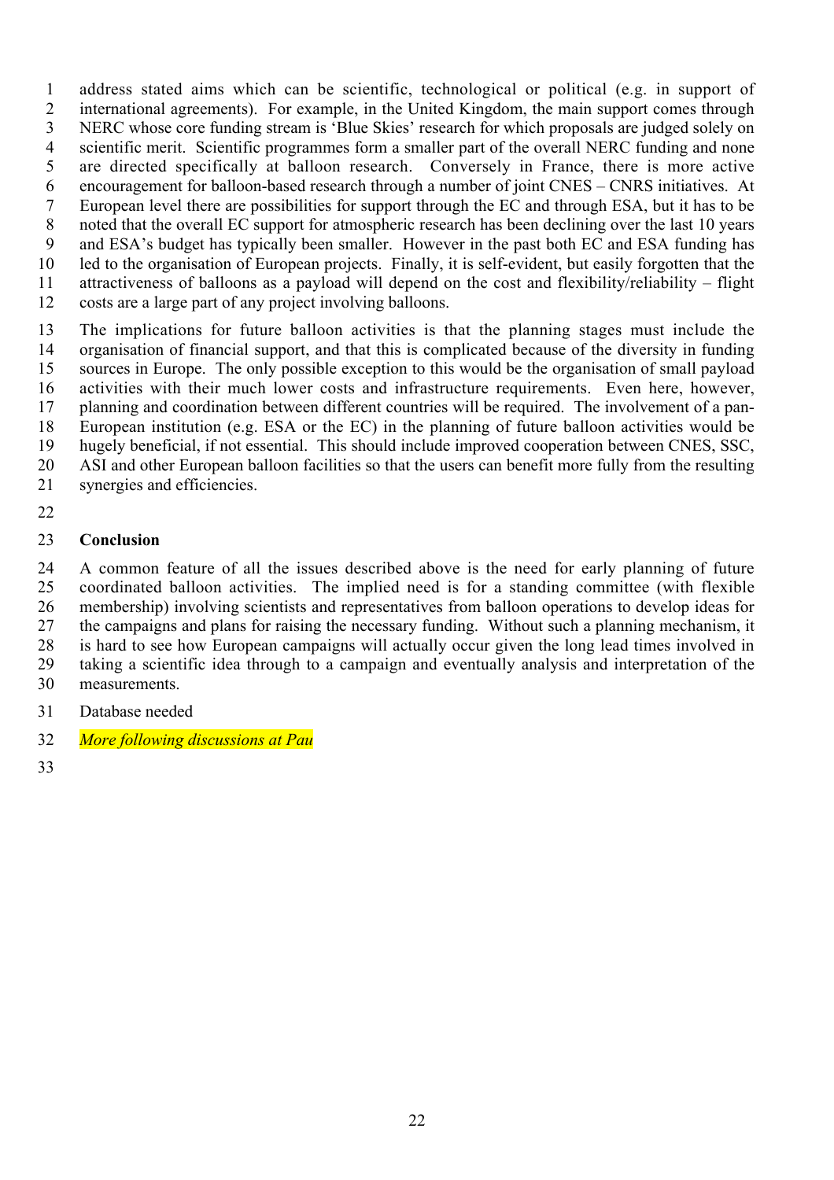address stated aims which can be scientific, technological or political (e.g. in support of international agreements). For example, in the United Kingdom, the main support comes through NERC whose core funding stream is 'Blue Skies' research for which proposals are judged solely on scientific merit. Scientific programmes form a smaller part of the overall NERC funding and none are directed specifically at balloon research. Conversely in France, there is more active encouragement for balloon-based research through a number of joint CNES – CNRS initiatives. At European level there are possibilities for support through the EC and through ESA, but it has to be noted that the overall EC support for atmospheric research has been declining over the last 10 years and ESA's budget has typically been smaller. However in the past both EC and ESA funding has led to the organisation of European projects. Finally, it is self-evident, but easily forgotten that the attractiveness of balloons as a payload will depend on the cost and flexibility/reliability – flight costs are a large part of any project involving balloons.

The implications for future balloon activities is that the planning stages must include the organisation of financial support, and that this is complicated because of the diversity in funding sources in Europe. The only possible exception to this would be the organisation of small payload activities with their much lower costs and infrastructure requirements. Even here, however, planning and coordination between different countries will be required. The involvement of a pan-European institution (e.g. ESA or the EC) in the planning of future balloon activities would be hugely beneficial, if not essential. This should include improved cooperation between CNES, SSC, ASI and other European balloon facilities so that the users can benefit more fully from the resulting synergies and efficiencies.

## Conclusion

A common feature of all the issues described above is the need for early planning of future coordinated balloon activities. The implied need is for a standing committee (with flexible membership) involving scientists and representatives from balloon operations to develop ideas for the campaigns and plans for raising the necessary funding. Without such a planning mechanism, it is hard to see how European campaigns will actually occur given the long lead times involved in taking a scientific idea through to a campaign and eventually analysis and interpretation of the measurements.

Database needed

*More following discussions at Pau*